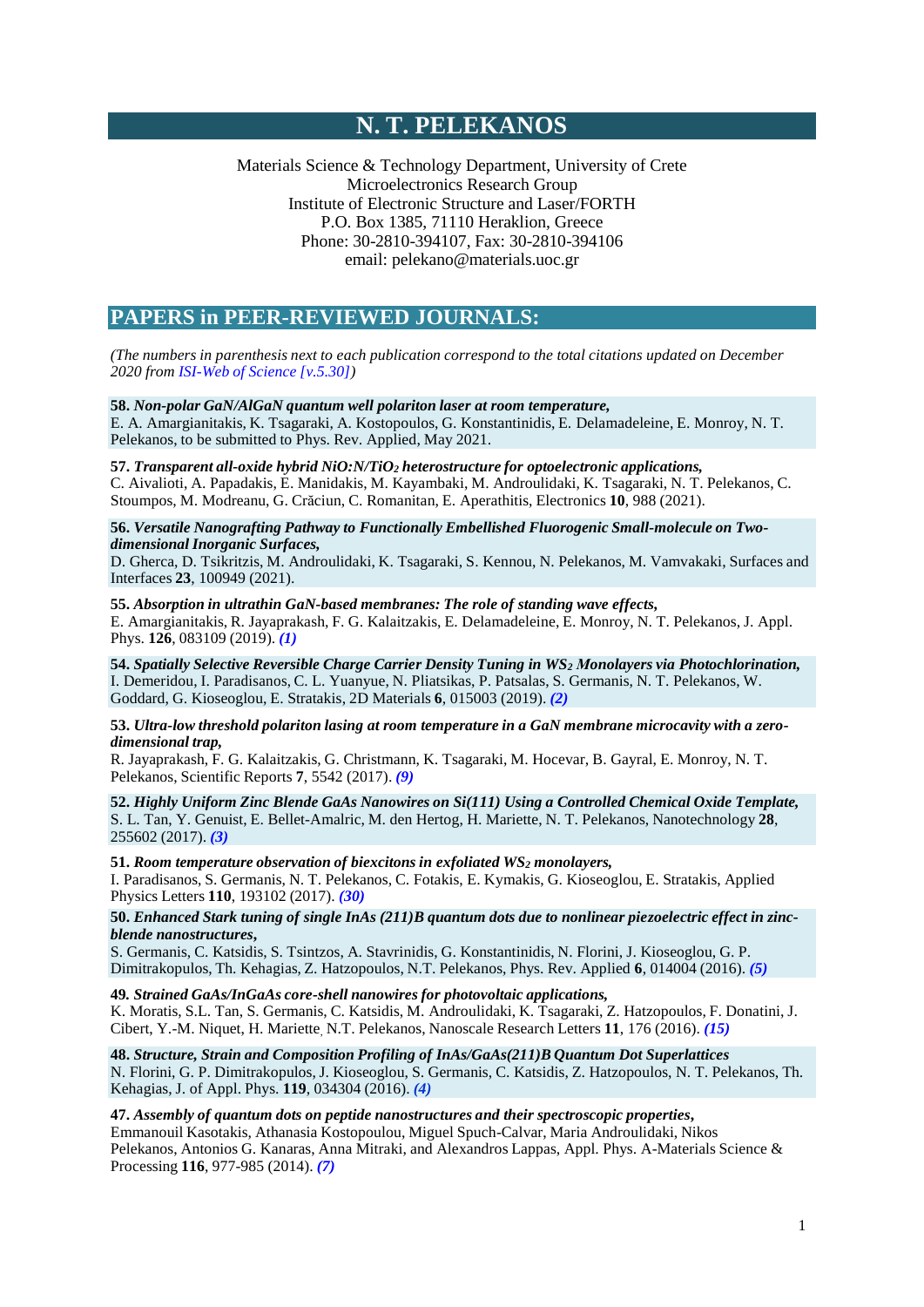# N. T. PELEKANOS

Materials Science & Technology Department, University of Crete
Microelectronics Research Group
Institute of Electronic Structure and Laser/FORTH
P.O. Box 1385, 71110 Heraklion, Greece
Phone: 30-2810-394107, Fax: 30-2810-394106
email: pelekano@materials.uoc.gr

## PAPERS in PEER-REVIEWED JOURNALS:

*(The numbers in parenthesis next to each publication correspond to the total citations updated on December 2020 from ISI-Web of Science [v.5.30])*

**58.** ***Non-polar GaN/AlGaN quantum well polariton laser at room temperature,***
E. A. Amargianitakis, K. Tsagaraki, A. Kostopoulos, G. Konstantinidis, E. Delamadeleine, E. Monroy, N. T. Pelekanos, to be submitted to Phys. Rev. Applied, May 2021.

**57.** ***Transparent all-oxide hybrid NiO:N/$TiO_2$ heterostructure for optoelectronic applications,***
C. Aivalioti, A. Papadakis, E. Manidakis, M. Kayambaki, M. Androulidaki, K. Tsagaraki, N. T. Pelekanos, C. Stoumpos, M. Modreanu, G. Crăciun, C. Romanitan, E. Aperathitis, Electronics **10**, 988 (2021).

**56.** ***Versatile Nanografting Pathway to Functionally Embellished Fluorogenic Small-molecule on Two-dimensional Inorganic Surfaces,***
D. Gherca, D. Tsikritzis, M. Androulidaki, K. Tsagaraki, S. Kennou, N. Pelekanos, M. Vamvakaki, Surfaces and Interfaces **23**, 100949 (2021).

**55.** ***Absorption in ultrathin GaN-based membranes: The role of standing wave effects,***
E. Amargianitakis, R. Jayaprakash, F. G. Kalaitzakis, E. Delamadeleine, E. Monroy, N. T. Pelekanos, J. Appl. Phys. **126**, 083109 (2019). ***(1)***

**54.** ***Spatially Selective Reversible Charge Carrier Density Tuning in $WS_2$ Monolayers via Photochlorination,***
I. Demeridou, I. Paradisanos, C. L. Yuanyue, N. Pliatsikas, P. Patsalas, S. Germanis, N. T. Pelekanos, W. Goddard, G. Kioseoglou, E. Stratakis, 2D Materials **6**, 015003 (2019). ***(2)***

**53.** ***Ultra-low threshold polariton lasing at room temperature in a GaN membrane microcavity with a zero-dimensional trap,***
R. Jayaprakash, F. G. Kalaitzakis, G. Christmann, K. Tsagaraki, M. Hocevar, B. Gayral, E. Monroy, N. T. Pelekanos, Scientific Reports **7**, 5542 (2017). ***(9)***

**52.** ***Highly Uniform Zinc Blende GaAs Nanowires on Si(111) Using a Controlled Chemical Oxide Template,***
S. L. Tan, Y. Genuist, E. Bellet-Amalric, M. den Hertog, H. Mariette, N. T. Pelekanos, Nanotechnology **28**, 255602 (2017). ***(3)***

**51.** ***Room temperature observation of biexcitons in exfoliated $WS_2$ monolayers,***
I. Paradisanos, S. Germanis, N. T. Pelekanos, C. Fotakis, E. Kymakis, G. Kioseoglou, E. Stratakis, Applied Physics Letters **110**, 193102 (2017). ***(30)***

**50.** ***Enhanced Stark tuning of single InAs (211)B quantum dots due to nonlinear piezoelectric effect in zinc-blende nanostructures,***
S. Germanis, C. Katsidis, S. Tsintzos, A. Stavrinidis, G. Konstantinidis, N. Florini, J. Kioseoglou, G. P. Dimitrakopulos, Th. Kehagias, Z. Hatzopoulos, N.T. Pelekanos, Phys. Rev. Applied **6**, 014004 (2016). ***(5)***

**49.** ***Strained GaAs/InGaAs core-shell nanowires for photovoltaic applications,***
K. Moratis, S.L. Tan, S. Germanis, C. Katsidis, M. Androulidaki, K. Tsagaraki, Z. Hatzopoulos, F. Donatini, J. Cibert, Y.-M. Niquet, H. Mariette, N.T. Pelekanos, Nanoscale Research Letters **11**, 176 (2016). ***(15)***

**48.** ***Structure, Strain and Composition Profiling of InAs/GaAs(211)B Quantum Dot Superlattices***
N. Florini, G. P. Dimitrakopulos, J. Kioseoglou, S. Germanis, C. Katsidis, Z. Hatzopoulos, N. T. Pelekanos, Th. Kehagias, J. of Appl. Phys. **119**, 034304 (2016). ***(4)***

**47.** ***Assembly of quantum dots on peptide nanostructures and their spectroscopic properties,***
Emmanouil Kasotakis, Athanasia Kostopoulou, Miguel Spuch-Calvar, Maria Androulidaki, Nikos Pelekanos, Antonios G. Kanaras, Anna Mitraki, and Alexandros Lappas, Appl. Phys. A-Materials Science & Processing **116**, 977-985 (2014). ***(7)***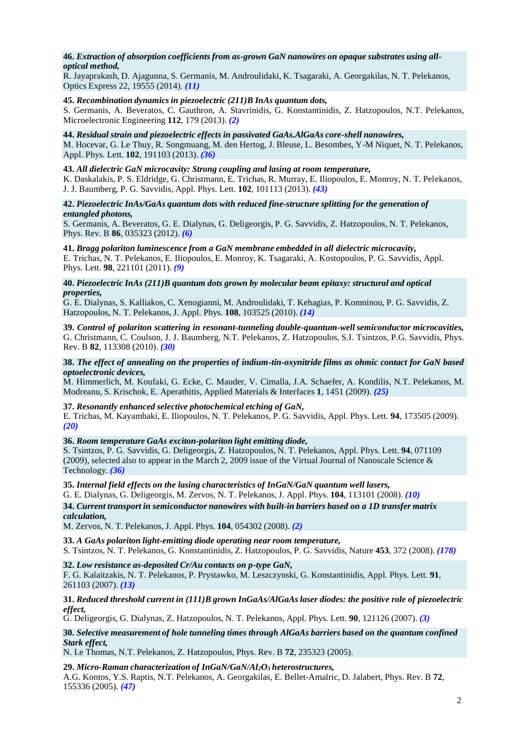**46.** ***Extraction of absorption coefficients from as-grown GaN nanowires on opaque substrates using all-optical method,***
R. Jayaprakash, D. Ajagunna, S. Germanis, M. Androulidaki, K. Tsagaraki, A. Georgakilas, N. T. Pelekanos, Optics Express 22, 19555 (2014). ***(11)***

**45.** ***Recombination dynamics in piezoelectric (211)B InAs quantum dots,***
S. Germanis, A. Beveratos, C. Gauthron, A. Stavrinidis, G. Konstantinidis, Z. Hatzopoulos, N.T. Pelekanos, Microelectronic Engineering **112**, 179 (2013). ***(2)***

**44.** ***Residual strain and piezoelectric effects in passivated GaAs.AlGaAs core-shell nanowires,***
M. Hocevar, G. Le Thuy, R. Songmuang, M. den Hertog, J. Bleuse, L. Besombes, Y-M Niquet, N. T. Pelekanos, Appl. Phys. Lett. **102**, 191103 (2013). ***(36)***

**43.** ***All dielectric GaN microcavity: Strong coupling and lasing at room temperature,***
K. Daskalakis, P. S. Eldridge, G. Christmann, E. Trichas, R. Murray, E. Iliopoulos, E. Monroy, N. T. Pelekanos, J. J. Baumberg, P. G. Savvidis, Appl. Phys. Lett. **102**, 101113 (2013). ***(43)***

**42.** ***Piezoelectric InAs/GaAs quantum dots with reduced fine-structure splitting for the generation of entangled photons,***
S. Germanis, A. Beveratos, G. E. Dialynas, G. Deligeorgis, P. G. Savvidis, Z. Hatzopoulos, N. T. Pelekanos, Phys. Rev. B **86**, 035323 (2012). ***(6)***

**41.** ***Bragg polariton luminescence from a GaN membrane embedded in all dielectric microcavity,***
E. Trichas, N. T. Pelekanos, E. Iliopoulos, E. Monroy, K. Tsagaraki, A. Kostopoulos, P. G. Savvidis, Appl. Phys. Lett. **98**, 221101 (2011). ***(9)***

**40.** ***Piezoelectric InAs (211)B quantum dots grown by molecular beam epitaxy: structural and optical properties,***
G. E. Dialynas, S. Kalliakos, C. Xenogianni, M. Androulidaki, T. Kehagias, P. Komninou, P. G. Savvidis, Z. Hatzopoulos, N. T. Pelekanos, J. Appl. Phys. **108**, 103525 (2010). ***(14)***

**39.** ***Control of polariton scattering in resonant-tunneling double-quantum-well semiconductor microcavities,***
G. Christmann, C. Coulson, J. J. Baumberg, N.T. Pelekanos, Z. Hatzopoulos, S.I. Tsintzos, P.G. Savvidis, Phys. Rev. B **82**, 113308 (2010). ***(30)***

**38.** ***The effect of annealing on the properties of indium-tin-oxynitride films as ohmic contact for GaN based optoelectronic devices,***
M. Himmerlich, M. Koufaki, G. Ecke, C. Mauder, V. Cimalla, J.A. Schaefer, A. Kondilis, N.T. Pelekanos, M. Modreanu, S. Krischok, E. Aperathitis, Applied Materials & Interfaces **1**, 1451 (2009). ***(25)***

**37.** ***Resonantly enhanced selective photochemical etching of GaN,***
E. Trichas, M. Kayambaki, E. Iliopoulos, N. T. Pelekanos, P. G. Savvidis, Appl. Phys. Lett. **94**, 173505 (2009). ***(20)***

**36.** ***Room temperature GaAs exciton-polariton light emitting diode,***
S. Tsintzos, P. G. Savvidis, G. Deligeorgis, Z. Hatzopoulos, N. T. Pelekanos, Appl. Phys. Lett. **94**, 071109 (2009), selected also to appear in the March 2, 2009 issue of the Virtual Journal of Nanoscale Science & Technology. ***(36)***

**35.** ***Internal field effects on the lasing characteristics of InGaN/GaN quantum well lasers,***
G. E. Dialynas, G. Deligeorgis, M. Zervos, N. T. Pelekanos, J. Appl. Phys. **104**, 113101 (2008). ***(10)***

**34.** ***Current transport in semiconductor nanowires with built-in barriers based on a 1D transfer matrix calculation,***
M. Zervos, N. T. Pelekanos, J. Appl. Phys. **104**, 054302 (2008). ***(2)***

**33.** ***A GaAs polariton light-emitting diode operating near room temperature,***
S. Tsintzos, N. T. Pelekanos, G. Konstantinidis, Z. Hatzopoulos, P. G. Savvidis, Nature **453**, 372 (2008). ***(178)***

**32.** ***Low resistance as-deposited Cr/Au contacts on p-type GaN,***
F. G. Kalaitzakis, N. T. Pelekanos, P. Prystawko, M. Leszczynski, G. Konstantinidis, Appl. Phys. Lett. **91**, 261103 (2007). ***(13)***

**31.** ***Reduced threshold current in (111)B grown InGaAs/AlGaAs laser diodes: the positive role of piezoelectric effect,***
G. Deligeorgis, G. Dialynas, Z. Hatzopoulos, N. T. Pelekanos, Appl. Phys. Lett. **90**, 121126 (2007). ***(3)***

**30.** ***Selective measurement of hole tunneling times through AlGaAs barriers based on the quantum confined Stark effect,***
N. Le Thomas, N.T. Pelekanos, Z. Hatzopoulos, Phys. Rev. B **72**, 235323 (2005).

**29.** ***Micro-Raman characterization of InGaN/GaN/Al$_2$O$_3$ heterostructures,***
A.G. Kontos, Y.S. Raptis, N.T. Pelekanos, A. Georgakilas, E. Bellet-Amalric, D. Jalabert, Phys. Rev. B **72**, 155336 (2005). ***(47)***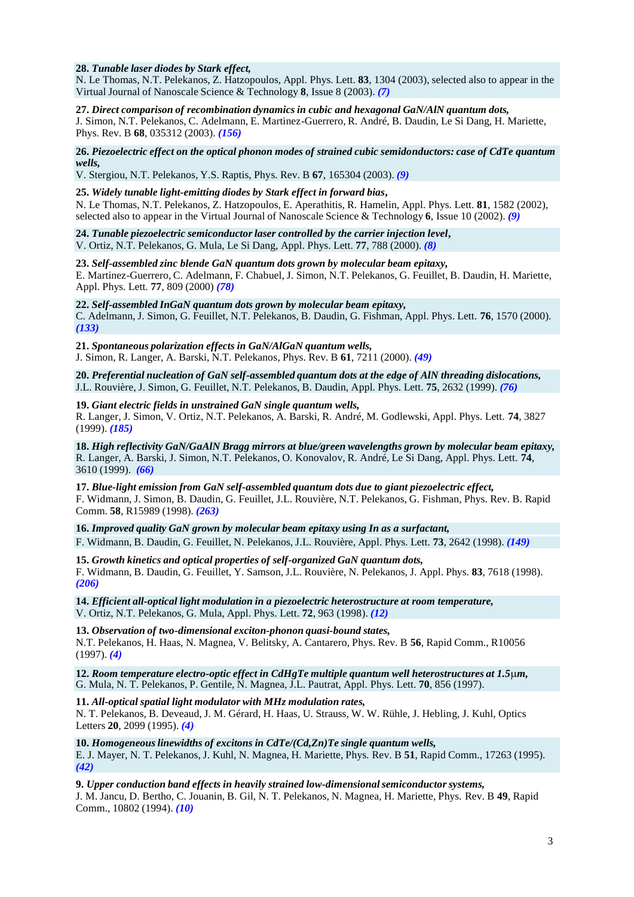**28.** ***Tunable laser diodes by Stark effect,***
N. Le Thomas, N.T. Pelekanos, Z. Hatzopoulos, Appl. Phys. Lett. **83**, 1304 (2003), selected also to appear in the Virtual Journal of Nanoscale Science & Technology **8**, Issue 8 (2003). ***(7)***

**27.** ***Direct comparison of recombination dynamics in cubic and hexagonal GaN/AlN quantum dots,***
J. Simon, N.T. Pelekanos, C. Adelmann, E. Martinez-Guerrero, R. André, B. Daudin, Le Si Dang, H. Mariette, Phys. Rev. B **68**, 035312 (2003). ***(156)***

**26.** ***Piezoelectric effect on the optical phonon modes of strained cubic semidondructors: case of CdTe quantum wells,***
V. Stergiou, N.T. Pelekanos, Y.S. Raptis, Phys. Rev. B **67**, 165304 (2003). ***(9)***

**25.** ***Widely tunable light-emitting diodes by Stark effect in forward bias,***
N. Le Thomas, N.T. Pelekanos, Z. Hatzopoulos, E. Aperathitis, R. Hamelin, Appl. Phys. Lett. **81**, 1582 (2002), selected also to appear in the Virtual Journal of Nanoscale Science & Technology **6**, Issue 10 (2002). ***(9)***

**24.** ***Tunable piezoelectric semiconductor laser controlled by the carrier injection level,***
V. Ortiz, N.T. Pelekanos, G. Mula, Le Si Dang, Appl. Phys. Lett. **77**, 788 (2000). ***(8)***

**23.** ***Self-assembled zinc blende GaN quantum dots grown by molecular beam epitaxy,***
E. Martinez-Guerrero, C. Adelmann, F. Chabuel, J. Simon, N.T. Pelekanos, G. Feuillet, B. Daudin, H. Mariette, Appl. Phys. Lett. **77**, 809 (2000) ***(78)***

**22.** ***Self-assembled InGaN quantum dots grown by molecular beam epitaxy,***
C. Adelmann, J. Simon, G. Feuillet, N.T. Pelekanos, B. Daudin, G. Fishman, Appl. Phys. Lett. **76**, 1570 (2000). ***(133)***

**21.** ***Spontaneous polarization effects in GaN/AlGaN quantum wells,***
J. Simon, R. Langer, A. Barski, N.T. Pelekanos, Phys. Rev. B **61**, 7211 (2000). ***(49)***

**20.** ***Preferential nucleation of GaN self-assembled quantum dots at the edge of AlN threading dislocations,***
J.L. Rouvière, J. Simon, G. Feuillet, N.T. Pelekanos, B. Daudin, Appl. Phys. Lett. **75**, 2632 (1999). ***(76)***

**19.** ***Giant electric fields in unstrained GaN single quantum wells,***
R. Langer, J. Simon, V. Ortiz, N.T. Pelekanos, A. Barski, R. André, M. Godlewski, Appl. Phys. Lett. **74**, 3827 (1999). ***(185)***

**18.** ***High reflectivity GaN/GaAlN Bragg mirrors at blue/green wavelengths grown by molecular beam epitaxy,***
R. Langer, A. Barski, J. Simon, N.T. Pelekanos, O. Konovalov, R. André, Le Si Dang, Appl. Phys. Lett. **74**, 3610 (1999). ***(66)***

**17.** ***Blue-light emission from GaN self-assembled quantum dots due to giant piezoelectric effect,***
F. Widmann, J. Simon, B. Daudin, G. Feuillet, J.L. Rouvière, N.T. Pelekanos, G. Fishman, Phys. Rev. B. Rapid Comm. **58**, R15989 (1998). ***(263)***

**16.** ***Improved quality GaN grown by molecular beam epitaxy using In as a surfactant,***
F. Widmann, B. Daudin, G. Feuillet, N. Pelekanos, J.L. Rouvière, Appl. Phys. Lett. **73**, 2642 (1998). ***(149)***

**15.** ***Growth kinetics and optical properties of self-organized GaN quantum dots,***
F. Widmann, B. Daudin, G. Feuillet, Y. Samson, J.L. Rouvière, N. Pelekanos, J. Appl. Phys. **83**, 7618 (1998). ***(206)***

**14.** ***Efficient all-optical light modulation in a piezoelectric heterostructure at room temperature,***
V. Ortiz, N.T. Pelekanos, G. Mula, Appl. Phys. Lett. **72**, 963 (1998). ***(12)***

**13.** ***Observation of two-dimensional exciton-phonon quasi-bound states,***
N.T. Pelekanos, H. Haas, N. Magnea, V. Belitsky, A. Cantarero, Phys. Rev. B **56**, Rapid Comm., R10056 (1997). ***(4)***

**12.** ***Room temperature electro-optic effect in CdHgTe multiple quantum well heterostructures at 1.5μm,***
G. Mula, N. T. Pelekanos, P. Gentile, N. Magnea, J.L. Pautrat, Appl. Phys. Lett. **70**, 856 (1997).

**11.** ***All-optical spatial light modulator with MHz modulation rates,***
N. T. Pelekanos, B. Deveaud, J. M. Gérard, H. Haas, U. Strauss, W. W. Rühle, J. Hebling, J. Kuhl, Optics Letters **20**, 2099 (1995). ***(4)***

**10.** ***Homogeneous linewidths of excitons in CdTe/(Cd,Zn)Te single quantum wells,***
E. J. Mayer, N. T. Pelekanos, J. Kuhl, N. Magnea, H. Mariette, Phys. Rev. B **51**, Rapid Comm., 17263 (1995). ***(42)***

**9.** ***Upper conduction band effects in heavily strained low-dimensional semiconductor systems,***
J. M. Jancu, D. Bertho, C. Jouanin, B. Gil, N. T. Pelekanos, N. Magnea, H. Mariette, Phys. Rev B **49**, Rapid Comm., 10802 (1994). ***(10)***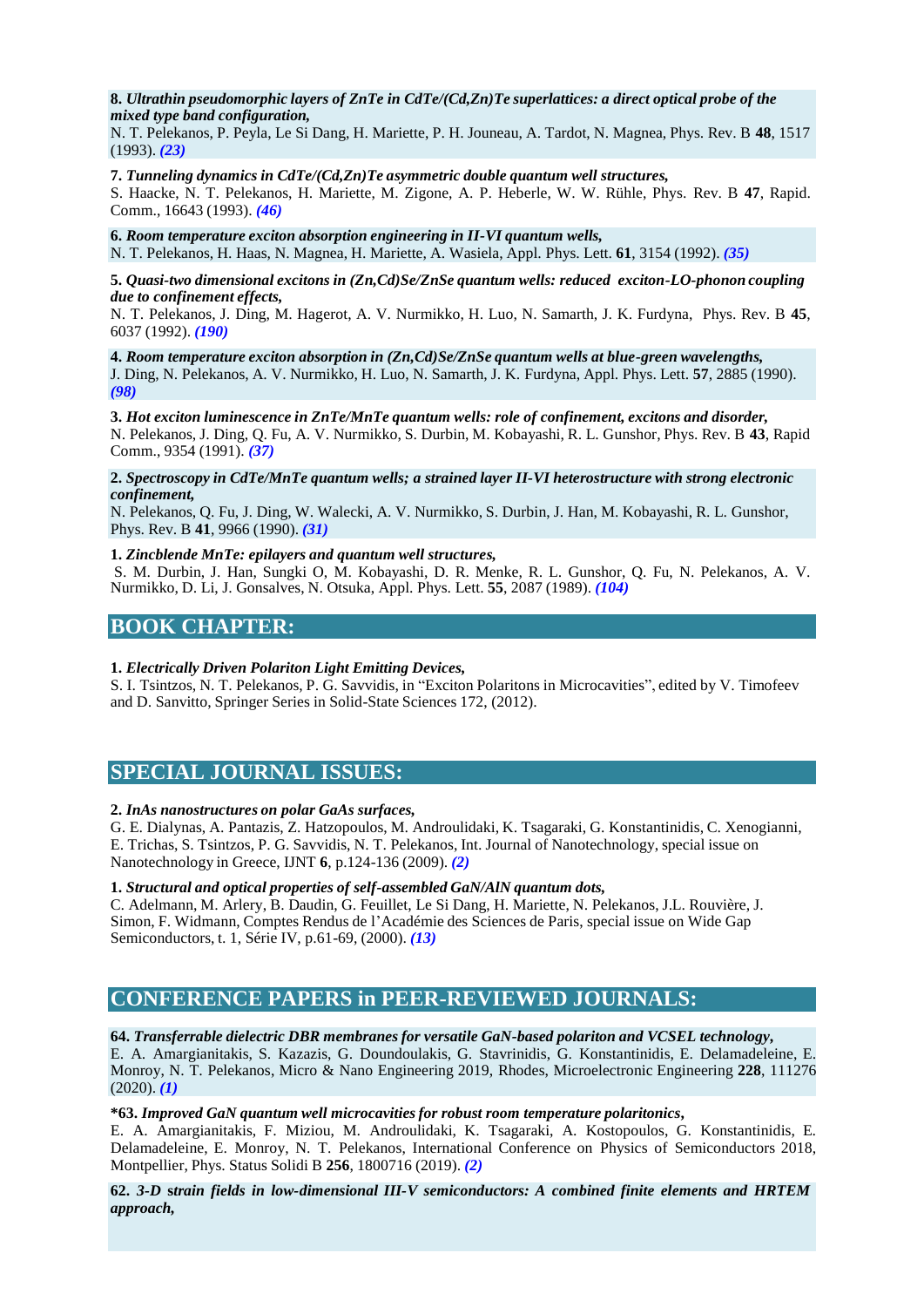**8.** ***Ultrathin pseudomorphic layers of ZnTe in CdTe/(Cd,Zn)Te superlattices: a direct optical probe of the mixed type band configuration,***
N. T. Pelekanos, P. Peyla, Le Si Dang, H. Mariette, P. H. Jouneau, A. Tardot, N. Magnea, Phys. Rev. B **48**, 1517 (1993). ***(23)***

**7.** ***Tunneling dynamics in CdTe/(Cd,Zn)Te asymmetric double quantum well structures,***
S. Haacke, N. T. Pelekanos, H. Mariette, M. Zigone, A. P. Heberle, W. W. Rühle, Phys. Rev. B **47**, Rapid. Comm., 16643 (1993). ***(46)***

**6.** ***Room temperature exciton absorption engineering in II-VI quantum wells,***
N. T. Pelekanos, H. Haas, N. Magnea, H. Mariette, A. Wasiela, Appl. Phys. Lett. **61**, 3154 (1992). ***(35)***

**5.** ***Quasi-two dimensional excitons in (Zn,Cd)Se/ZnSe quantum wells: reduced exciton-LO-phonon coupling due to confinement effects,***
N. T. Pelekanos, J. Ding, M. Hagerot, A. V. Nurmikko, H. Luo, N. Samarth, J. K. Furdyna, Phys. Rev. B **45**, 6037 (1992). ***(190)***

**4.** ***Room temperature exciton absorption in (Zn,Cd)Se/ZnSe quantum wells at blue-green wavelengths,***
J. Ding, N. Pelekanos, A. V. Nurmikko, H. Luo, N. Samarth, J. K. Furdyna, Appl. Phys. Lett. **57**, 2885 (1990). ***(98)***

**3.** ***Hot exciton luminescence in ZnTe/MnTe quantum wells: role of confinement, excitons and disorder,***
N. Pelekanos, J. Ding, Q. Fu, A. V. Nurmikko, S. Durbin, M. Kobayashi, R. L. Gunshor, Phys. Rev. B **43**, Rapid Comm., 9354 (1991). ***(37)***

**2.** ***Spectroscopy in CdTe/MnTe quantum wells; a strained layer II-VI heterostructure with strong electronic confinement,***
N. Pelekanos, Q. Fu, J. Ding, W. Walecki, A. V. Nurmikko, S. Durbin, J. Han, M. Kobayashi, R. L. Gunshor, Phys. Rev. B **41**, 9966 (1990). ***(31)***

**1.** ***Zincblende MnTe: epilayers and quantum well structures,***
S. M. Durbin, J. Han, Sungki O, M. Kobayashi, D. R. Menke, R. L. Gunshor, Q. Fu, N. Pelekanos, A. V. Nurmikko, D. Li, J. Gonsalves, N. Otsuka, Appl. Phys. Lett. **55**, 2087 (1989). ***(104)***

## BOOK CHAPTER:

**1.** ***Electrically Driven Polariton Light Emitting Devices,***
S. I. Tsintzos, N. T. Pelekanos, P. G. Savvidis, in "Exciton Polaritons in Microcavities", edited by V. Timofeev and D. Sanvitto, Springer Series in Solid-State Sciences 172, (2012).

## SPECIAL JOURNAL ISSUES:

**2.** ***InAs nanostructures on polar GaAs surfaces,***
G. E. Dialynas, A. Pantazis, Z. Hatzopoulos, M. Androulidaki, K. Tsagaraki, G. Konstantinidis, C. Xenogianni, E. Trichas, S. Tsintzos, P. G. Savvidis, N. T. Pelekanos, Int. Journal of Nanotechnology, special issue on Nanotechnology in Greece, IJNT **6**, p.124-136 (2009). ***(2)***

**1.** ***Structural and optical properties of self-assembled GaN/AlN quantum dots,***
C. Adelmann, M. Arlery, B. Daudin, G. Feuillet, Le Si Dang, H. Mariette, N. Pelekanos, J.L. Rouvière, J. Simon, F. Widmann, Comptes Rendus de l'Académie des Sciences de Paris, special issue on Wide Gap Semiconductors, t. 1, Série IV, p.61-69, (2000). ***(13)***

## CONFERENCE PAPERS in PEER-REVIEWED JOURNALS:

**64.** ***Transferrable dielectric DBR membranes for versatile GaN-based polariton and VCSEL technology,***
E. A. Amargianitakis, S. Kazazis, G. Doundoulakis, G. Stavrinidis, G. Konstantinidis, E. Delamadeleine, E. Monroy, N. T. Pelekanos, Micro & Nano Engineering 2019, Rhodes, Microelectronic Engineering **228**, 111276 (2020). ***(1)***

**\*63.** ***Improved GaN quantum well microcavities for robust room temperature polaritonics,***
E. A. Amargianitakis, F. Miziou, M. Androulidaki, K. Tsagaraki, A. Kostopoulos, G. Konstantinidis, E. Delamadeleine, E. Monroy, N. T. Pelekanos, International Conference on Physics of Semiconductors 2018, Montpellier, Phys. Status Solidi B **256**, 1800716 (2019). ***(2)***

**62.** ***3-D strain fields in low-dimensional III-V semiconductors: A combined finite elements and HRTEM approach,***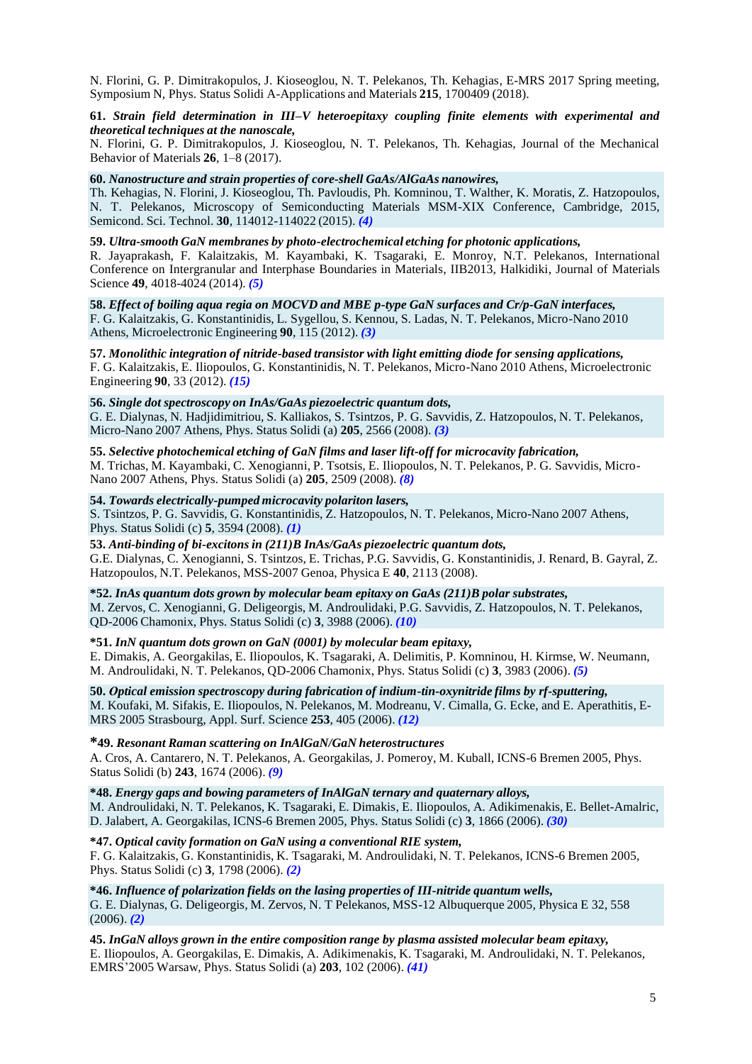N. Florini, G. P. Dimitrakopulos, J. Kioseoglou, N. T. Pelekanos, Th. Kehagias, E-MRS 2017 Spring meeting, Symposium N, Phys. Status Solidi A-Applications and Materials **215**, 1700409 (2018).

**61.** ***Strain field determination in III–V heteroepitaxy coupling finite elements with experimental and theoretical techniques at the nanoscale,***
N. Florini, G. P. Dimitrakopulos, J. Kioseoglou, N. T. Pelekanos, Th. Kehagias, Journal of the Mechanical Behavior of Materials **26**, 1–8 (2017).

**60.** ***Nanostructure and strain properties of core-shell GaAs/AlGaAs nanowires,***
Th. Kehagias, N. Florini, J. Kioseoglou, Th. Pavloudis, Ph. Komninou, T. Walther, K. Moratis, Z. Hatzopoulos, N. T. Pelekanos, Microscopy of Semiconducting Materials MSM-XIX Conference, Cambridge, 2015, Semicond. Sci. Technol. **30**, 114012-114022 (2015). ***(4)***

**59.** ***Ultra-smooth GaN membranes by photo-electrochemical etching for photonic applications,***
R. Jayaprakash, F. Kalaitzakis, M. Kayambaki, K. Tsagaraki, E. Monroy, N.T. Pelekanos, International Conference on Intergranular and Interphase Boundaries in Materials, IIB2013, Halkidiki, Journal of Materials Science **49**, 4018-4024 (2014). ***(5)***

**58.** ***Effect of boiling aqua regia on MOCVD and MBE p-type GaN surfaces and Cr/p-GaN interfaces,***
F. G. Kalaitzakis, G. Konstantinidis, L. Sygellou, S. Kennou, S. Ladas, N. T. Pelekanos, Micro-Nano 2010 Athens, Microelectronic Engineering **90**, 115 (2012). ***(3)***

**57.** ***Monolithic integration of nitride-based transistor with light emitting diode for sensing applications,***
F. G. Kalaitzakis, E. Iliopoulos, G. Konstantinidis, N. T. Pelekanos, Micro-Nano 2010 Athens, Microelectronic Engineering **90**, 33 (2012). ***(15)***

**56.** ***Single dot spectroscopy on InAs/GaAs piezoelectric quantum dots,***
G. E. Dialynas, N. Hadjidimitriou, S. Kalliakos, S. Tsintzos, P. G. Savvidis, Z. Hatzopoulos, N. T. Pelekanos, Micro-Nano 2007 Athens, Phys. Status Solidi (a) **205**, 2566 (2008). ***(3)***

**55.** ***Selective photochemical etching of GaN films and laser lift-off for microcavity fabrication,***
M. Trichas, M. Kayambaki, C. Xenogianni, P. Tsotsis, E. Iliopoulos, N. T. Pelekanos, P. G. Savvidis, Micro-Nano 2007 Athens, Phys. Status Solidi (a) **205**, 2509 (2008). ***(8)***

**54.** ***Towards electrically-pumped microcavity polariton lasers,***
S. Tsintzos, P. G. Savvidis, G. Konstantinidis, Z. Hatzopoulos, N. T. Pelekanos, Micro-Nano 2007 Athens, Phys. Status Solidi (c) **5**, 3594 (2008). ***(1)***

**53.** ***Anti-binding of bi-excitons in (211)B InAs/GaAs piezoelectric quantum dots,***
G.E. Dialynas, C. Xenogianni, S. Tsintzos, E. Trichas, P.G. Savvidis, G. Konstantinidis, J. Renard, B. Gayral, Z. Hatzopoulos, N.T. Pelekanos, MSS-2007 Genoa, Physica E **40**, 2113 (2008).

**\*52.** ***InAs quantum dots grown by molecular beam epitaxy on GaAs (211)B polar substrates,***
M. Zervos, C. Xenogianni, G. Deligeorgis, M. Androulidaki, P.G. Savvidis, Z. Hatzopoulos, N. T. Pelekanos, QD-2006 Chamonix, Phys. Status Solidi (c) **3**, 3988 (2006). ***(10)***

**\*51.** ***InN quantum dots grown on GaN (0001) by molecular beam epitaxy,***
E. Dimakis, A. Georgakilas, E. Iliopoulos, K. Tsagaraki, A. Delimitis, P. Komninou, H. Kirmse, W. Neumann, M. Androulidaki, N. T. Pelekanos, QD-2006 Chamonix, Phys. Status Solidi (c) **3**, 3983 (2006). ***(5)***

**50.** ***Optical emission spectroscopy during fabrication of indium-tin-oxynitride films by rf-sputtering,***
M. Koufaki, M. Sifakis, E. Iliopoulos, N. Pelekanos, M. Modreanu, V. Cimalla, G. Ecke, and E. Aperathitis, E-MRS 2005 Strasbourg, Appl. Surf. Science **253**, 405 (2006). ***(12)***

**\*49.** ***Resonant Raman scattering on InAlGaN/GaN heterostructures***
A. Cros, A. Cantarero, N. T. Pelekanos, A. Georgakilas, J. Pomeroy, M. Kuball, ICNS-6 Bremen 2005, Phys. Status Solidi (b) **243**, 1674 (2006). ***(9)***

**\*48.** ***Energy gaps and bowing parameters of InAlGaN ternary and quaternary alloys,***
M. Androulidaki, N. T. Pelekanos, K. Tsagaraki, E. Dimakis, E. Iliopoulos, A. Adikimenakis, E. Bellet-Amalric, D. Jalabert, A. Georgakilas, ICNS-6 Bremen 2005, Phys. Status Solidi (c) **3**, 1866 (2006). ***(30)***

**\*47.** ***Optical cavity formation on GaN using a conventional RIE system,***
F. G. Kalaitzakis, G. Konstantinidis, K. Tsagaraki, M. Androulidaki, N. T. Pelekanos, ICNS-6 Bremen 2005, Phys. Status Solidi (c) **3**, 1798 (2006). ***(2)***

**\*46.** ***Influence of polarization fields on the lasing properties of III-nitride quantum wells,***
G. E. Dialynas, G. Deligeorgis, M. Zervos, N. T Pelekanos, MSS-12 Albuquerque 2005, Physica E 32, 558 (2006). ***(2)***

**45.** ***InGaN alloys grown in the entire composition range by plasma assisted molecular beam epitaxy,***
E. Iliopoulos, A. Georgakilas, E. Dimakis, A. Adikimenakis, K. Tsagaraki, M. Androulidaki, N. T. Pelekanos, EMRS'2005 Warsaw, Phys. Status Solidi (a) **203**, 102 (2006). ***(41)***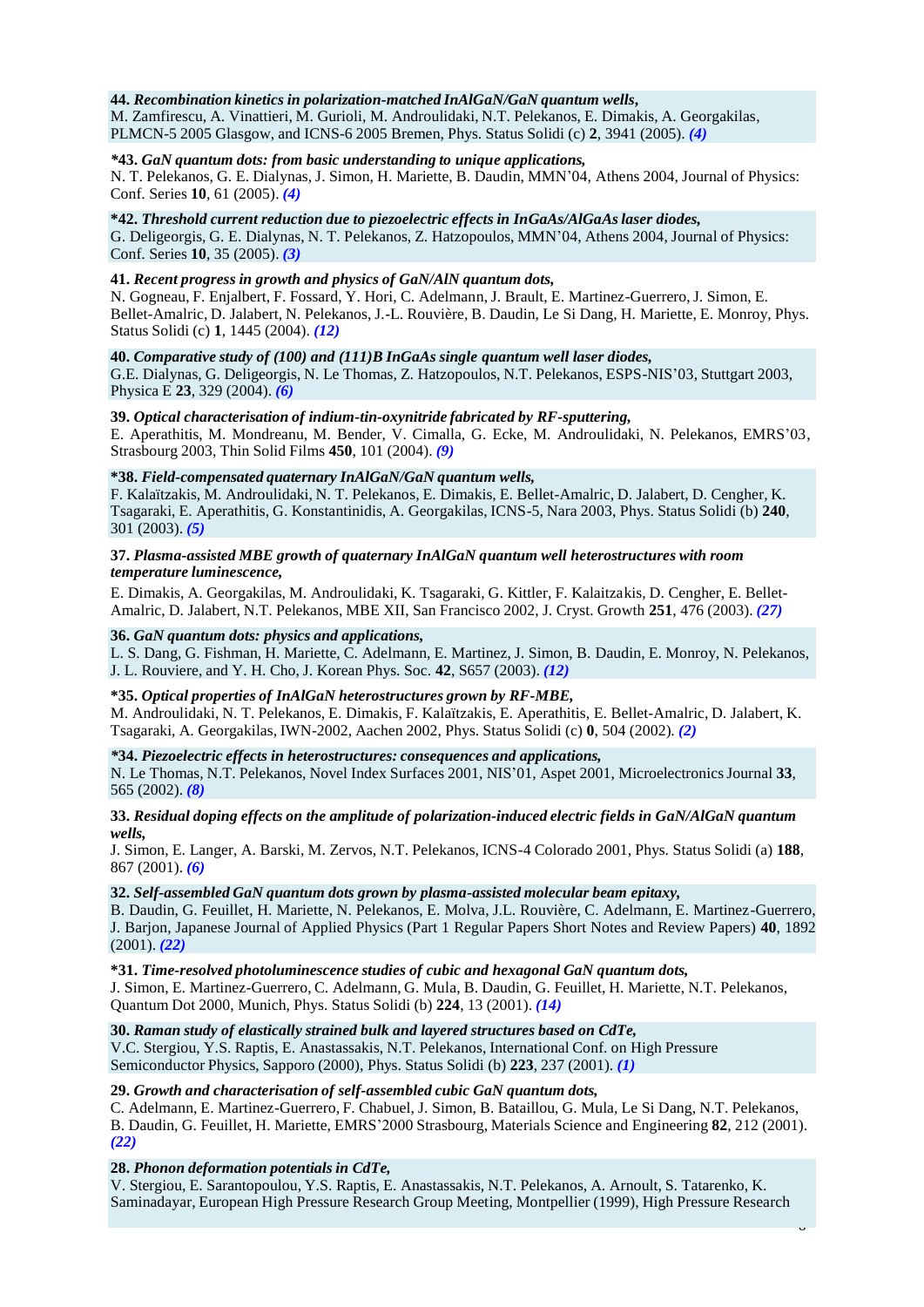**44.** ***Recombination kinetics in polarization-matched InAlGaN/GaN quantum wells,***
M. Zamfirescu, A. Vinattieri, M. Gurioli, M. Androulidaki, N.T. Pelekanos, E. Dimakis, A. Georgakilas, PLMCN-5 2005 Glasgow, and ICNS-6 2005 Bremen, Phys. Status Solidi (c) **2**, 3941 (2005). ***(4)***

***43.** ***GaN quantum dots: from basic understanding to unique applications,***
N. T. Pelekanos, G. E. Dialynas, J. Simon, H. Mariette, B. Daudin, MMN'04, Athens 2004, Journal of Physics: Conf. Series **10**, 61 (2005). ***(4)***

***42.** ***Threshold current reduction due to piezoelectric effects in InGaAs/AlGaAs laser diodes,***
G. Deligeorgis, G. E. Dialynas, N. T. Pelekanos, Z. Hatzopoulos, MMN'04, Athens 2004, Journal of Physics: Conf. Series **10**, 35 (2005). ***(3)***

**41.** ***Recent progress in growth and physics of GaN/AlN quantum dots,***
N. Gogneau, F. Enjalbert, F. Fossard, Y. Hori, C. Adelmann, J. Brault, E. Martinez-Guerrero, J. Simon, E. Bellet-Amalric, D. Jalabert, N. Pelekanos, J.-L. Rouvière, B. Daudin, Le Si Dang, H. Mariette, E. Monroy, Phys. Status Solidi (c) **1**, 1445 (2004). ***(12)***

**40.** ***Comparative study of (100) and (111)B InGaAs single quantum well laser diodes,***
G.E. Dialynas, G. Deligeorgis, N. Le Thomas, Z. Hatzopoulos, N.T. Pelekanos, ESPS-NIS'03, Stuttgart 2003, Physica E **23**, 329 (2004). ***(6)***

**39.** ***Optical characterisation of indium-tin-oxynitride fabricated by RF-sputtering,***
E. Aperathitis, M. Mondreanu, M. Bender, V. Cimalla, G. Ecke, M. Androulidaki, N. Pelekanos, EMRS'03, Strasbourg 2003, Thin Solid Films **450**, 101 (2004). ***(9)***

***38.** ***Field-compensated quaternary InAlGaN/GaN quantum wells,***
F. Kalaïtzakis, M. Androulidaki, N. T. Pelekanos, E. Dimakis, E. Bellet-Amalric, D. Jalabert, D. Cengher, K. Tsagaraki, E. Aperathitis, G. Konstantinidis, A. Georgakilas, ICNS-5, Nara 2003, Phys. Status Solidi (b) **240**, 301 (2003). ***(5)***

**37.** ***Plasma-assisted MBE growth of quaternary InAlGaN quantum well heterostructures with room temperature luminescence,***
E. Dimakis, A. Georgakilas, M. Androulidaki, K. Tsagaraki, G. Kittler, F. Kalaitzakis, D. Cengher, E. Bellet-Amalric, D. Jalabert, N.T. Pelekanos, MBE XII, San Francisco 2002, J. Cryst. Growth **251**, 476 (2003). ***(27)***

**36.** ***GaN quantum dots: physics and applications,***
L. S. Dang, G. Fishman, H. Mariette, C. Adelmann, E. Martinez, J. Simon, B. Daudin, E. Monroy, N. Pelekanos, J. L. Rouviere, and Y. H. Cho, J. Korean Phys. Soc. **42**, S657 (2003). ***(12)***

***35.** ***Optical properties of InAlGaN heterostructures grown by RF-MBE,***
M. Androulidaki, N. T. Pelekanos, E. Dimakis, F. Kalaïtzakis, E. Aperathitis, E. Bellet-Amalric, D. Jalabert, K. Tsagaraki, A. Georgakilas, IWN-2002, Aachen 2002, Phys. Status Solidi (c) **0**, 504 (2002). ***(2)***

***34.** ***Piezoelectric effects in heterostructures: consequences and applications,***
N. Le Thomas, N.T. Pelekanos, Novel Index Surfaces 2001, NIS'01, Aspet 2001, Microelectronics Journal **33**, 565 (2002). ***(8)***

**33.** ***Residual doping effects on the amplitude of polarization-induced electric fields in GaN/AlGaN quantum wells,***
J. Simon, E. Langer, A. Barski, M. Zervos, N.T. Pelekanos, ICNS-4 Colorado 2001, Phys. Status Solidi (a) **188**, 867 (2001). ***(6)***

**32.** ***Self-assembled GaN quantum dots grown by plasma-assisted molecular beam epitaxy,***
B. Daudin, G. Feuillet, H. Mariette, N. Pelekanos, E. Molva, J.L. Rouvière, C. Adelmann, E. Martinez-Guerrero, J. Barjon, Japanese Journal of Applied Physics (Part 1 Regular Papers Short Notes and Review Papers) **40**, 1892 (2001). ***(22)***

***31.** ***Time-resolved photoluminescence studies of cubic and hexagonal GaN quantum dots,***
J. Simon, E. Martinez-Guerrero, C. Adelmann, G. Mula, B. Daudin, G. Feuillet, H. Mariette, N.T. Pelekanos, Quantum Dot 2000, Munich, Phys. Status Solidi (b) **224**, 13 (2001). ***(14)***

**30.** ***Raman study of elastically strained bulk and layered structures based on CdTe,***
V.C. Stergiou, Y.S. Raptis, E. Anastassakis, N.T. Pelekanos, International Conf. on High Pressure Semiconductor Physics, Sapporo (2000), Phys. Status Solidi (b) **223**, 237 (2001). ***(1)***

**29.** ***Growth and characterisation of self-assembled cubic GaN quantum dots,***
C. Adelmann, E. Martinez-Guerrero, F. Chabuel, J. Simon, B. Bataillou, G. Mula, Le Si Dang, N.T. Pelekanos, B. Daudin, G. Feuillet, H. Mariette, EMRS'2000 Strasbourg, Materials Science and Engineering **82**, 212 (2001). ***(22)***

**28.** ***Phonon deformation potentials in CdTe,***
V. Stergiou, E. Sarantopoulou, Y.S. Raptis, E. Anastassakis, N.T. Pelekanos, A. Arnoult, S. Tatarenko, K. Saminadayar, European High Pressure Research Group Meeting, Montpellier (1999), High Pressure Research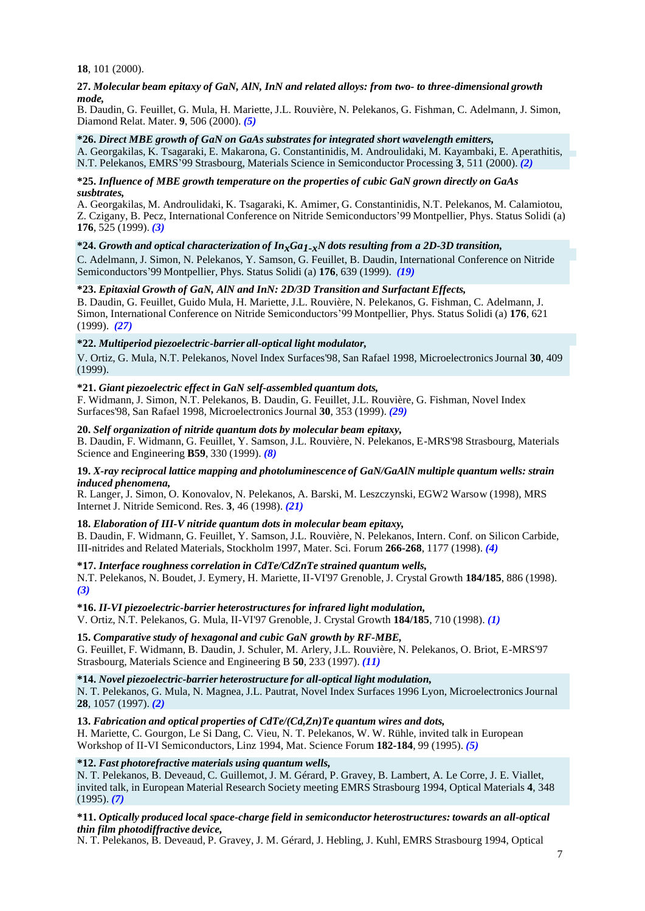**18**, 101 (2000).

**27.** ***Molecular beam epitaxy of GaN, AlN, InN and related alloys: from two- to three-dimensional growth mode,***
B. Daudin, G. Feuillet, G. Mula, H. Mariette, J.L. Rouvière, N. Pelekanos, G. Fishman, C. Adelmann, J. Simon, Diamond Relat. Mater. **9**, 506 (2000). ***(5)***

**\*26.** ***Direct MBE growth of GaN on GaAs substrates for integrated short wavelength emitters,***
A. Georgakilas, K. Tsagaraki, E. Makarona, G. Constantinidis, M. Androulidaki, M. Kayambaki, E. Aperathitis, N.T. Pelekanos, EMRS'99 Strasbourg, Materials Science in Semiconductor Processing **3**, 511 (2000). ***(2)***

**\*25.** ***Influence of MBE growth temperature on the properties of cubic GaN grown directly on GaAs susbtrates,***
A. Georgakilas, M. Androulidaki, K. Tsagaraki, K. Amimer, G. Constantinidis, N.T. Pelekanos, M. Calamiotou, Z. Czigany, B. Pecz, International Conference on Nitride Semiconductors'99 Montpellier, Phys. Status Solidi (a) **176**, 525 (1999). ***(3)***

**\*24.** ***Growth and optical characterization of $In_xGa_{1-x}N$ dots resulting from a 2D-3D transition,***
C. Adelmann, J. Simon, N. Pelekanos, Y. Samson, G. Feuillet, B. Daudin, International Conference on Nitride Semiconductors'99 Montpellier, Phys. Status Solidi (a) **176**, 639 (1999). ***(19)***

**\*23.** ***Epitaxial Growth of GaN, AlN and InN: 2D/3D Transition and Surfactant Effects,***
B. Daudin, G. Feuillet, Guido Mula, H. Mariette, J.L. Rouvière, N. Pelekanos, G. Fishman, C. Adelmann, J. Simon, International Conference on Nitride Semiconductors'99 Montpellier, Phys. Status Solidi (a) **176**, 621 (1999). ***(27)***

**\*22.** ***Multiperiod piezoelectric-barrier all-optical light modulator,***
V. Ortiz, G. Mula, N.T. Pelekanos, Novel Index Surfaces'98, San Rafael 1998, Microelectronics Journal **30**, 409 (1999).

**\*21.** ***Giant piezoelectric effect in GaN self-assembled quantum dots,***
F. Widmann, J. Simon, N.T. Pelekanos, B. Daudin, G. Feuillet, J.L. Rouvière, G. Fishman, Novel Index Surfaces'98, San Rafael 1998, Microelectronics Journal **30**, 353 (1999). ***(29)***

**20.** ***Self organization of nitride quantum dots by molecular beam epitaxy,***
B. Daudin, F. Widmann, G. Feuillet, Y. Samson, J.L. Rouvière, N. Pelekanos, E-MRS'98 Strasbourg, Materials Science and Engineering **B59**, 330 (1999). ***(8)***

**19.** ***X-ray reciprocal lattice mapping and photoluminescence of GaN/GaAlN multiple quantum wells: strain induced phenomena,***
R. Langer, J. Simon, O. Konovalov, N. Pelekanos, A. Barski, M. Leszczynski, EGW2 Warsow (1998), MRS Internet J. Nitride Semicond. Res. **3**, 46 (1998). ***(21)***

**18.** ***Elaboration of III-V nitride quantum dots in molecular beam epitaxy,***
B. Daudin, F. Widmann, G. Feuillet, Y. Samson, J.L. Rouvière, N. Pelekanos, Intern. Conf. on Silicon Carbide, III-nitrides and Related Materials, Stockholm 1997, Mater. Sci. Forum **266-268**, 1177 (1998). ***(4)***

**\*17.** ***Interface roughness correlation in CdTe/CdZnTe strained quantum wells,***
N.T. Pelekanos, N. Boudet, J. Eymery, H. Mariette, II-VI'97 Grenoble, J. Crystal Growth **184/185**, 886 (1998). ***(3)***

**\*16.** ***II-VI piezoelectric-barrier heterostructures for infrared light modulation,***
V. Ortiz, N.T. Pelekanos, G. Mula, II-VI'97 Grenoble, J. Crystal Growth **184/185**, 710 (1998). ***(1)***

**15.** ***Comparative study of hexagonal and cubic GaN growth by RF-MBE,***
G. Feuillet, F. Widmann, B. Daudin, J. Schuler, M. Arlery, J.L. Rouvière, N. Pelekanos, O. Briot, E-MRS'97 Strasbourg, Materials Science and Engineering B **50**, 233 (1997). ***(11)***

**\*14.** ***Novel piezoelectric-barrier heterostructure for all-optical light modulation,***
N. T. Pelekanos, G. Mula, N. Magnea, J.L. Pautrat, Novel Index Surfaces 1996 Lyon, Microelectronics Journal **28**, 1057 (1997). ***(2)***

**13.** ***Fabrication and optical properties of CdTe/(Cd,Zn)Te quantum wires and dots,***
H. Mariette, C. Gourgon, Le Si Dang, C. Vieu, N. T. Pelekanos, W. W. Rühle, invited talk in European Workshop of II-VI Semiconductors, Linz 1994, Mat. Science Forum **182-184**, 99 (1995). ***(5)***

**\*12.** ***Fast photorefractive materials using quantum wells,***
N. T. Pelekanos, B. Deveaud, C. Guillemot, J. M. Gérard, P. Gravey, B. Lambert, A. Le Corre, J. E. Viallet, invited talk, in European Material Research Society meeting EMRS Strasbourg 1994, Optical Materials **4**, 348 (1995). ***(7)***

**\*11.** ***Optically produced local space-charge field in semiconductor heterostructures: towards an all-optical thin film photodiffractive device,***
N. T. Pelekanos, B. Deveaud, P. Gravey, J. M. Gérard, J. Hebling, J. Kuhl, EMRS Strasbourg 1994, Optical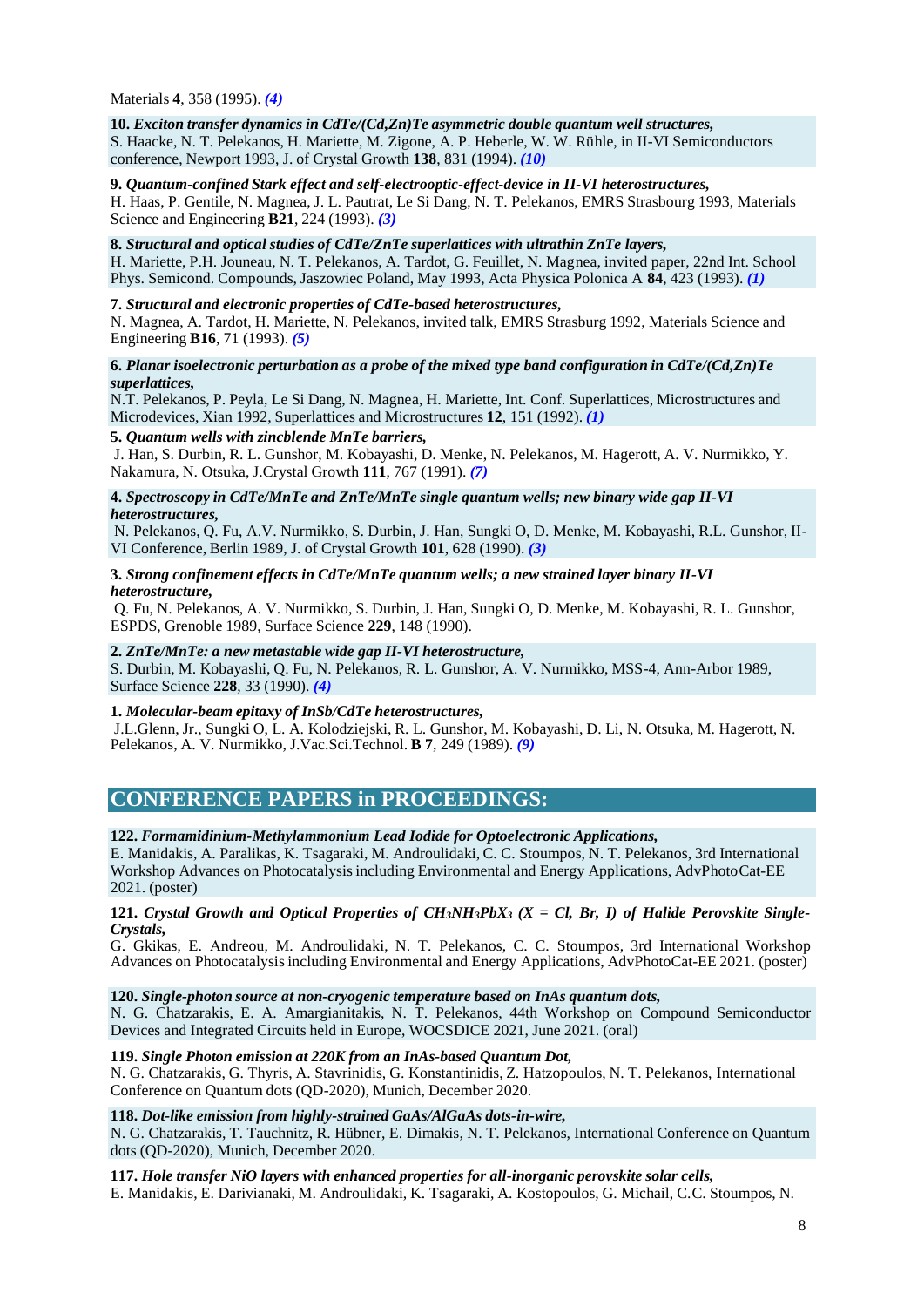Materials **4**, 358 (1995). ***(4)***

**10.** ***Exciton transfer dynamics in CdTe/(Cd,Zn)Te asymmetric double quantum well structures,***
S. Haacke, N. T. Pelekanos, H. Mariette, M. Zigone, A. P. Heberle, W. W. Rühle, in II-VI Semiconductors conference, Newport 1993, J. of Crystal Growth **138**, 831 (1994). ***(10)***

**9.** ***Quantum-confined Stark effect and self-electrooptic-effect-device in II-VI heterostructures,***
H. Haas, P. Gentile, N. Magnea, J. L. Pautrat, Le Si Dang, N. T. Pelekanos, EMRS Strasbourg 1993, Materials Science and Engineering **B21**, 224 (1993). ***(3)***

**8.** ***Structural and optical studies of CdTe/ZnTe superlattices with ultrathin ZnTe layers,***
H. Mariette, P.H. Jouneau, N. T. Pelekanos, A. Tardot, G. Feuillet, N. Magnea, invited paper, 22nd Int. School Phys. Semicond. Compounds, Jaszowiec Poland, May 1993, Acta Physica Polonica A **84**, 423 (1993). ***(1)***

**7.** ***Structural and electronic properties of CdTe-based heterostructures,***
N. Magnea, A. Tardot, H. Mariette, N. Pelekanos, invited talk, EMRS Strasburg 1992, Materials Science and Engineering **B16**, 71 (1993). ***(5)***

**6.** ***Planar isoelectronic perturbation as a probe of the mixed type band configuration in CdTe/(Cd,Zn)Te superlattices,***
N.T. Pelekanos, P. Peyla, Le Si Dang, N. Magnea, H. Mariette, Int. Conf. Superlattices, Microstructures and Microdevices, Xian 1992, Superlattices and Microstructures **12**, 151 (1992). ***(1)***

**5.** ***Quantum wells with zincblende MnTe barriers,***
J. Han, S. Durbin, R. L. Gunshor, M. Kobayashi, D. Menke, N. Pelekanos, M. Hagerott, A. V. Nurmikko, Y. Nakamura, N. Otsuka, J.Crystal Growth **111**, 767 (1991). ***(7)***

**4.** ***Spectroscopy in CdTe/MnTe and ZnTe/MnTe single quantum wells; new binary wide gap II-VI heterostructures,***
N. Pelekanos, Q. Fu, A.V. Nurmikko, S. Durbin, J. Han, Sungki O, D. Menke, M. Kobayashi, R.L. Gunshor, II-VI Conference, Berlin 1989, J. of Crystal Growth **101**, 628 (1990). ***(3)***

**3.** ***Strong confinement effects in CdTe/MnTe quantum wells; a new strained layer binary II-VI heterostructure,***
Q. Fu, N. Pelekanos, A. V. Nurmikko, S. Durbin, J. Han, Sungki O, D. Menke, M. Kobayashi, R. L. Gunshor, ESPDS, Grenoble 1989, Surface Science **229**, 148 (1990).

**2.** ***ZnTe/MnTe: a new metastable wide gap II-VI heterostructure,***
S. Durbin, M. Kobayashi, Q. Fu, N. Pelekanos, R. L. Gunshor, A. V. Nurmikko, MSS-4, Ann-Arbor 1989, Surface Science **228**, 33 (1990). ***(4)***

**1.** ***Molecular-beam epitaxy of InSb/CdTe heterostructures,***
J.L.Glenn, Jr., Sungki O, L. A. Kolodziejski, R. L. Gunshor, M. Kobayashi, D. Li, N. Otsuka, M. Hagerott, N. Pelekanos, A. V. Nurmikko, J.Vac.Sci.Technol. **B 7**, 249 (1989). ***(9)***

## CONFERENCE PAPERS in PROCEEDINGS:

**122.** ***Formamidinium-Methylammonium Lead Iodide for Optoelectronic Applications,***
E. Manidakis, A. Paralikas, K. Tsagaraki, M. Androulidaki, C. C. Stoumpos, N. T. Pelekanos, 3rd International Workshop Advances on Photocatalysis including Environmental and Energy Applications, AdvPhotoCat-EE 2021. (poster)

**121.** ***Crystal Growth and Optical Properties of $CH_3NH_3PbX_3$ (X = Cl, Br, I) of Halide Perovskite Single-Crystals,***
G. Gkikas, E. Andreou, M. Androulidaki, N. T. Pelekanos, C. C. Stoumpos, 3rd International Workshop Advances on Photocatalysis including Environmental and Energy Applications, AdvPhotoCat-EE 2021. (poster)

**120.** ***Single-photon source at non-cryogenic temperature based on InAs quantum dots,***
N. G. Chatzarakis, E. A. Amargianitakis, N. T. Pelekanos, 44th Workshop on Compound Semiconductor Devices and Integrated Circuits held in Europe, WOCSDICE 2021, June 2021. (oral)

**119.** ***Single Photon emission at 220K from an InAs-based Quantum Dot,***
N. G. Chatzarakis, G. Thyris, A. Stavrinidis, G. Konstantinidis, Z. Hatzopoulos, N. T. Pelekanos, International Conference on Quantum dots (QD-2020), Munich, December 2020.

**118.** ***Dot-like emission from highly-strained GaAs/AlGaAs dots-in-wire,***
N. G. Chatzarakis, T. Tauchnitz, R. Hübner, E. Dimakis, N. T. Pelekanos, International Conference on Quantum dots (QD-2020), Munich, December 2020.

**117.** ***Hole transfer NiO layers with enhanced properties for all-inorganic perovskite solar cells,***
E. Manidakis, E. Darivianaki, M. Androulidaki, K. Tsagaraki, A. Kostopoulos, G. Michail, C.C. Stoumpos, N.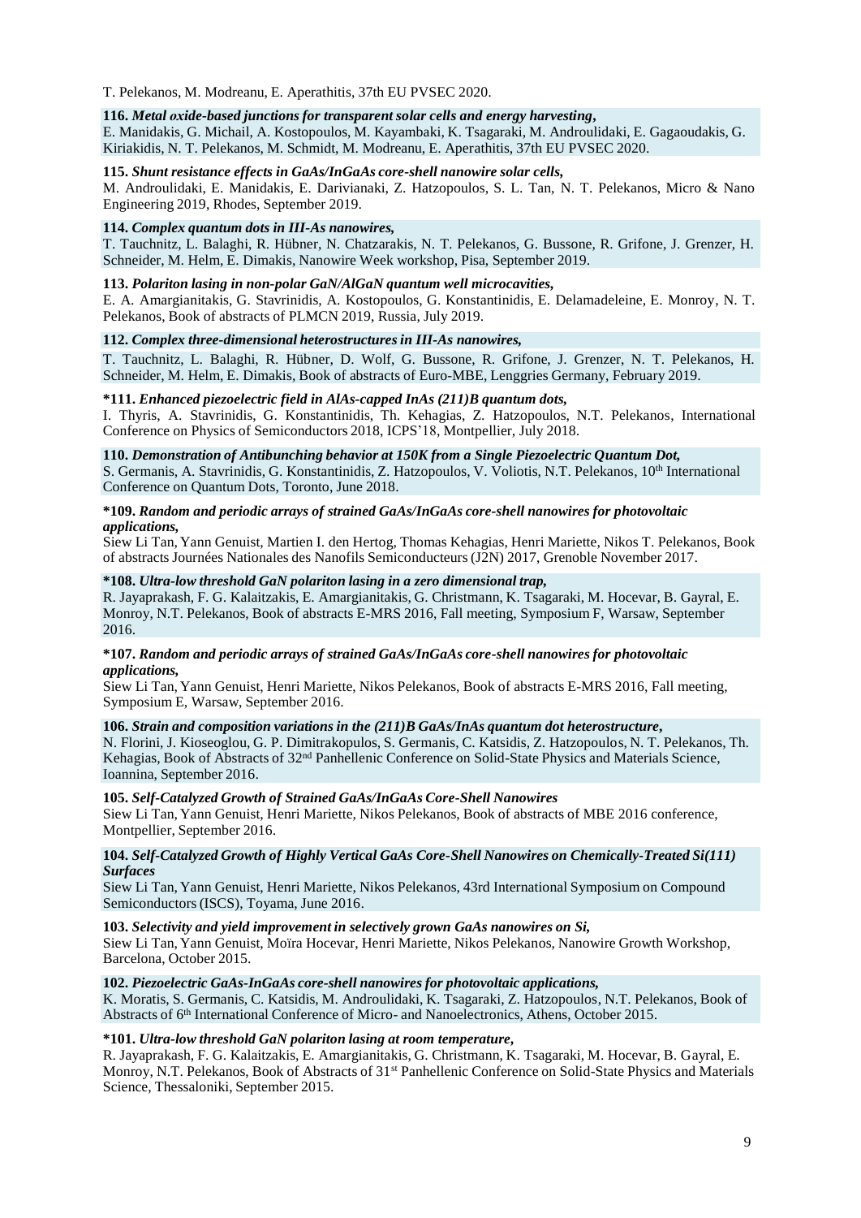T. Pelekanos, M. Modreanu, E. Aperathitis, 37th EU PVSEC 2020.

**116.** ***Metal oxide-based junctions for transparent solar cells and energy harvesting*****,**
E. Manidakis, G. Michail, A. Kostopoulos, M. Kayambaki, K. Tsagaraki, M. Androulidaki, E. Gagaoudakis, G. Kiriakidis, N. T. Pelekanos, M. Schmidt, M. Modreanu, E. Aperathitis, 37th EU PVSEC 2020.

**115.** ***Shunt resistance effects in GaAs/InGaAs core-shell nanowire solar cells,***
M. Androulidaki, E. Manidakis, E. Darivianaki, Z. Hatzopoulos, S. L. Tan, N. T. Pelekanos, Micro & Nano Engineering 2019, Rhodes, September 2019.

**114.** ***Complex quantum dots in III-As nanowires,***
T. Tauchnitz, L. Balaghi, R. Hübner, N. Chatzarakis, N. T. Pelekanos, G. Bussone, R. Grifone, J. Grenzer, H. Schneider, M. Helm, E. Dimakis, Nanowire Week workshop, Pisa, September 2019.

**113.** ***Polariton lasing in non-polar GaN/AlGaN quantum well microcavities,***
E. A. Amargianitakis, G. Stavrinidis, A. Kostopoulos, G. Konstantinidis, E. Delamadeleine, E. Monroy, N. T. Pelekanos, Book of abstracts of PLMCN 2019, Russia, July 2019.

**112.** ***Complex three-dimensional heterostructures in III-As nanowires,***
T. Tauchnitz, L. Balaghi, R. Hübner, D. Wolf, G. Bussone, R. Grifone, J. Grenzer, N. T. Pelekanos, H. Schneider, M. Helm, E. Dimakis, Book of abstracts of Euro-MBE, Lenggries Germany, February 2019.

**\*111.** ***Enhanced piezoelectric field in AlAs-capped InAs (211)B quantum dots,***
I. Thyris, A. Stavrinidis, G. Konstantinidis, Th. Kehagias, Z. Hatzopoulos, N.T. Pelekanos, International Conference on Physics of Semiconductors 2018, ICPS'18, Montpellier, July 2018.

**110.** ***Demonstration of Antibunching behavior at 150K from a Single Piezoelectric Quantum Dot,***
S. Germanis, A. Stavrinidis, G. Konstantinidis, Z. Hatzopoulos, V. Voliotis, N.T. Pelekanos, 10th International Conference on Quantum Dots, Toronto, June 2018.

**\*109.** ***Random and periodic arrays of strained GaAs/InGaAs core-shell nanowires for photovoltaic applications,***
Siew Li Tan, Yann Genuist, Martien I. den Hertog, Thomas Kehagias, Henri Mariette, Nikos T. Pelekanos, Book of abstracts Journées Nationales des Nanofils Semiconducteurs (J2N) 2017, Grenoble November 2017.

**\*108.** ***Ultra-low threshold GaN polariton lasing in a zero dimensional trap,***
R. Jayaprakash, F. G. Kalaitzakis, E. Amargianitakis, G. Christmann, K. Tsagaraki, M. Hocevar, B. Gayral, E. Monroy, N.T. Pelekanos, Book of abstracts E-MRS 2016, Fall meeting, Symposium F, Warsaw, September 2016.

**\*107.** ***Random and periodic arrays of strained GaAs/InGaAs core-shell nanowires for photovoltaic applications,***
Siew Li Tan, Yann Genuist, Henri Mariette, Nikos Pelekanos, Book of abstracts E-MRS 2016, Fall meeting, Symposium E, Warsaw, September 2016.

**106.** ***Strain and composition variations in the (211)B GaAs/InAs quantum dot heterostructure*****,**
N. Florini, J. Kioseoglou, G. P. Dimitrakopulos, S. Germanis, C. Katsidis, Z. Hatzopoulos, N. T. Pelekanos, Th. Kehagias, Book of Abstracts of 32nd Panhellenic Conference on Solid-State Physics and Materials Science, Ioannina, September 2016.

**105.** ***Self-Catalyzed Growth of Strained GaAs/InGaAs Core-Shell Nanowires***
Siew Li Tan, Yann Genuist, Henri Mariette, Nikos Pelekanos, Book of abstracts of MBE 2016 conference, Montpellier, September 2016.

**104.** ***Self-Catalyzed Growth of Highly Vertical GaAs Core-Shell Nanowires on Chemically-Treated Si(111) Surfaces***
Siew Li Tan, Yann Genuist, Henri Mariette, Nikos Pelekanos, 43rd International Symposium on Compound Semiconductors (ISCS), Toyama, June 2016.

**103.** ***Selectivity and yield improvement in selectively grown GaAs nanowires on Si,***
Siew Li Tan, Yann Genuist, Moïra Hocevar, Henri Mariette, Nikos Pelekanos, Nanowire Growth Workshop, Barcelona, October 2015.

**102.** ***Piezoelectric GaAs-InGaAs core-shell nanowires for photovoltaic applications,***
K. Moratis, S. Germanis, C. Katsidis, M. Androulidaki, K. Tsagaraki, Z. Hatzopoulos, N.T. Pelekanos, Book of Abstracts of 6th International Conference of Micro- and Nanoelectronics, Athens, October 2015.

**\*101.** ***Ultra-low threshold GaN polariton lasing at room temperature*****,**
R. Jayaprakash, F. G. Kalaitzakis, E. Amargianitakis, G. Christmann, K. Tsagaraki, M. Hocevar, B. Gayral, E. Monroy, N.T. Pelekanos, Book of Abstracts of 31st Panhellenic Conference on Solid-State Physics and Materials Science, Thessaloniki, September 2015.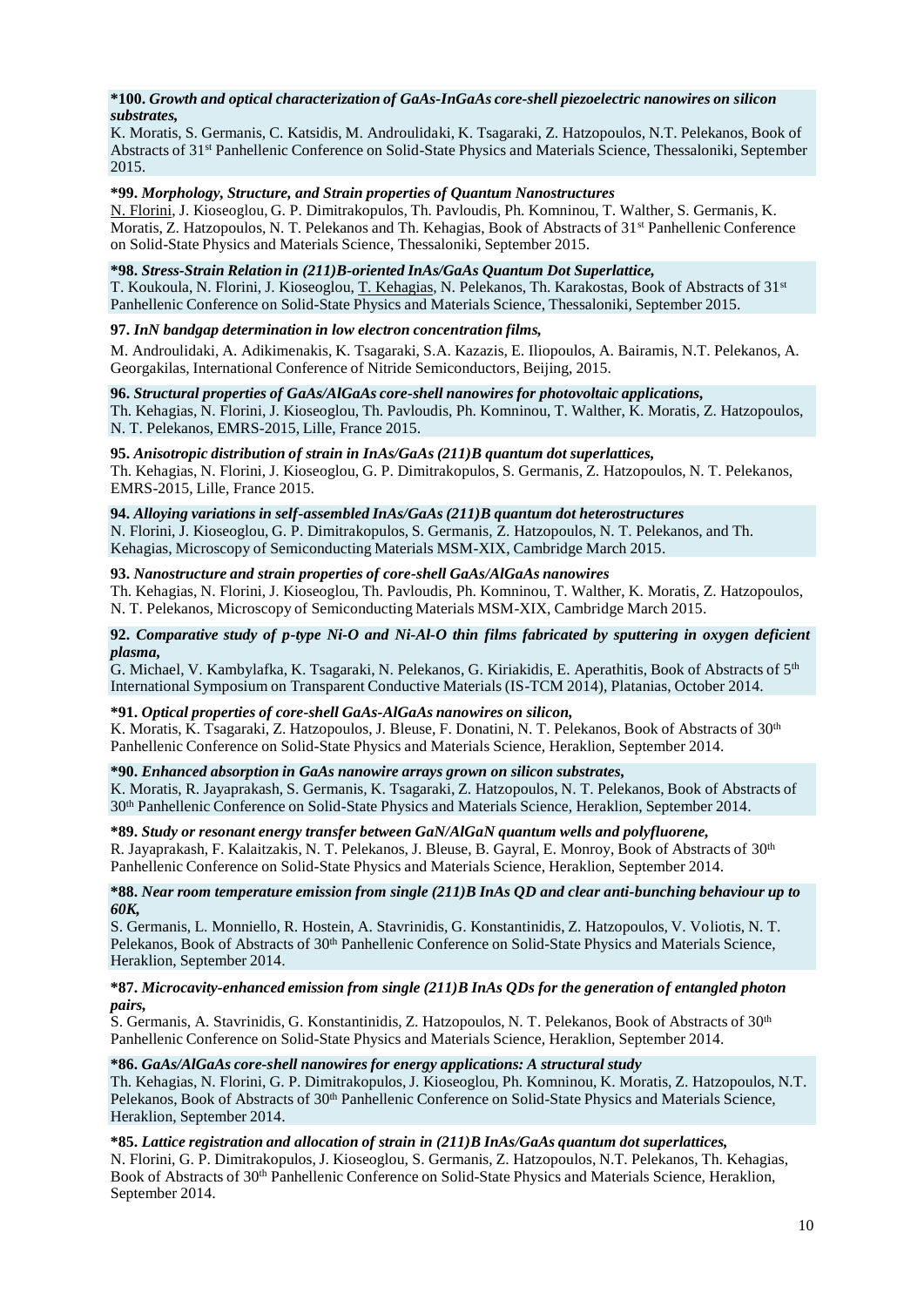**\*100.** ***Growth and optical characterization of GaAs-InGaAs core-shell piezoelectric nanowires on silicon substrates,***
K. Moratis, S. Germanis, C. Katsidis, M. Androulidaki, K. Tsagaraki, Z. Hatzopoulos, N.T. Pelekanos, Book of Abstracts of 31st Panhellenic Conference on Solid-State Physics and Materials Science, Thessaloniki, September 2015.

**\*99.** ***Morphology, Structure, and Strain properties of Quantum Nanostructures***
N. Florini, J. Kioseoglou, G. P. Dimitrakopulos, Th. Pavloudis, Ph. Komninou, T. Walther, S. Germanis, K. Moratis, Z. Hatzopoulos, N. T. Pelekanos and Th. Kehagias, Book of Abstracts of 31st Panhellenic Conference on Solid-State Physics and Materials Science, Thessaloniki, September 2015.

**\*98.** ***Stress-Strain Relation in (211)B-oriented InAs/GaAs Quantum Dot Superlattice,***
T. Koukoula, N. Florini, J. Kioseoglou, T. Kehagias, N. Pelekanos, Th. Karakostas, Book of Abstracts of 31st Panhellenic Conference on Solid-State Physics and Materials Science, Thessaloniki, September 2015.

**97.** ***InN bandgap determination in low electron concentration films,***
M. Androulidaki, A. Adikimenakis, K. Tsagaraki, S.A. Kazazis, E. Iliopoulos, A. Bairamis, N.T. Pelekanos, A. Georgakilas, International Conference of Nitride Semiconductors, Beijing, 2015.

**96.** ***Structural properties of GaAs/AlGaAs core-shell nanowires for photovoltaic applications,***
Th. Kehagias, N. Florini, J. Kioseoglou, Th. Pavloudis, Ph. Komninou, T. Walther, K. Moratis, Z. Hatzopoulos, N. T. Pelekanos, EMRS-2015, Lille, France 2015.

**95.** ***Anisotropic distribution of strain in InAs/GaAs (211)B quantum dot superlattices,***
Th. Kehagias, N. Florini, J. Kioseoglou, G. P. Dimitrakopulos, S. Germanis, Z. Hatzopoulos, N. T. Pelekanos, EMRS-2015, Lille, France 2015.

**94.** ***Alloying variations in self-assembled InAs/GaAs (211)B quantum dot heterostructures***
N. Florini, J. Kioseoglou, G. P. Dimitrakopulos, S. Germanis, Z. Hatzopoulos, N. T. Pelekanos, and Th. Kehagias, Microscopy of Semiconducting Materials MSM-XIX, Cambridge March 2015.

**93.** ***Nanostructure and strain properties of core-shell GaAs/AlGaAs nanowires***
Th. Kehagias, N. Florini, J. Kioseoglou, Th. Pavloudis, Ph. Komninou, T. Walther, K. Moratis, Z. Hatzopoulos, N. T. Pelekanos, Microscopy of Semiconducting Materials MSM-XIX, Cambridge March 2015.

**92.** ***Comparative study of p-type Ni-O and Ni-Al-O thin films fabricated by sputtering in oxygen deficient plasma,***
G. Michael, V. Kambylafka, K. Tsagaraki, N. Pelekanos, G. Kiriakidis, E. Aperathitis, Book of Abstracts of 5th International Symposium on Transparent Conductive Materials (IS-TCM 2014), Platanias, October 2014.

**\*91.** ***Optical properties of core-shell GaAs-AlGaAs nanowires on silicon,***
K. Moratis, K. Tsagaraki, Z. Hatzopoulos, J. Bleuse, F. Donatini, N. T. Pelekanos, Book of Abstracts of 30th Panhellenic Conference on Solid-State Physics and Materials Science, Heraklion, September 2014.

**\*90.** ***Enhanced absorption in GaAs nanowire arrays grown on silicon substrates,***
K. Moratis, R. Jayaprakash, S. Germanis, K. Tsagaraki, Z. Hatzopoulos, N. T. Pelekanos, Book of Abstracts of 30th Panhellenic Conference on Solid-State Physics and Materials Science, Heraklion, September 2014.

**\*89.** ***Study or resonant energy transfer between GaN/AlGaN quantum wells and polyfluorene,***
R. Jayaprakash, F. Kalaitzakis, N. T. Pelekanos, J. Bleuse, B. Gayral, E. Monroy, Book of Abstracts of 30th Panhellenic Conference on Solid-State Physics and Materials Science, Heraklion, September 2014.

**\*88.** ***Near room temperature emission from single (211)B InAs QD and clear anti-bunching behaviour up to 60K,***
S. Germanis, L. Monniello, R. Hostein, A. Stavrinidis, G. Konstantinidis, Z. Hatzopoulos, V. Voliotis, N. T. Pelekanos, Book of Abstracts of 30th Panhellenic Conference on Solid-State Physics and Materials Science, Heraklion, September 2014.

**\*87.** ***Microcavity-enhanced emission from single (211)B InAs QDs for the generation of entangled photon pairs,***
S. Germanis, A. Stavrinidis, G. Konstantinidis, Z. Hatzopoulos, N. T. Pelekanos, Book of Abstracts of 30th Panhellenic Conference on Solid-State Physics and Materials Science, Heraklion, September 2014.

**\*86.** ***GaAs/AlGaAs core-shell nanowires for energy applications: A structural study***
Th. Kehagias, N. Florini, G. P. Dimitrakopulos, J. Kioseoglou, Ph. Komninou, K. Moratis, Z. Hatzopoulos, N.T. Pelekanos, Book of Abstracts of 30th Panhellenic Conference on Solid-State Physics and Materials Science, Heraklion, September 2014.

**\*85.** ***Lattice registration and allocation of strain in (211)B InAs/GaAs quantum dot superlattices,***
N. Florini, G. P. Dimitrakopulos, J. Kioseoglou, S. Germanis, Z. Hatzopoulos, N.T. Pelekanos, Th. Kehagias, Book of Abstracts of 30th Panhellenic Conference on Solid-State Physics and Materials Science, Heraklion, September 2014.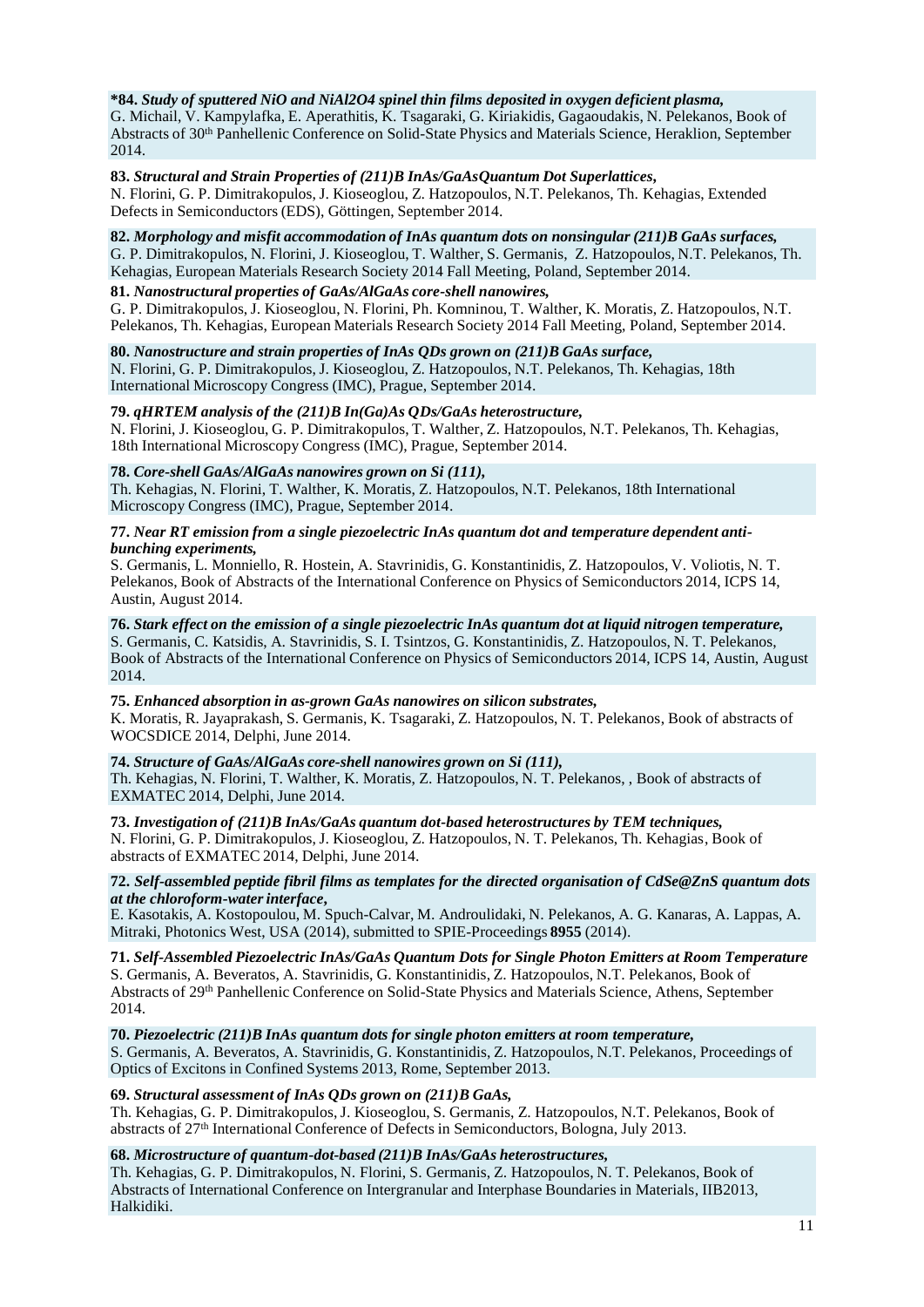**\*84.** ***Study of sputtered NiO and NiAl2O4 spinel thin films deposited in oxygen deficient plasma,***
G. Michail, V. Kampylafka, E. Aperathitis, K. Tsagaraki, G. Kiriakidis, Gagaoudakis, N. Pelekanos, Book of Abstracts of 30th Panhellenic Conference on Solid-State Physics and Materials Science, Heraklion, September 2014.

**83.** ***Structural and Strain Properties of (211)B InAs/GaAsQuantum Dot Superlattices,***
N. Florini, G. P. Dimitrakopulos, J. Kioseoglou, Z. Hatzopoulos, N.T. Pelekanos, Th. Kehagias, Extended Defects in Semiconductors (EDS), Göttingen, September 2014.

**82.** ***Morphology and misfit accommodation of InAs quantum dots on nonsingular (211)B GaAs surfaces,***
G. P. Dimitrakopulos, N. Florini, J. Kioseoglou, T. Walther, S. Germanis, Z. Hatzopoulos, N.T. Pelekanos, Th. Kehagias, European Materials Research Society 2014 Fall Meeting, Poland, September 2014.

**81.** ***Nanostructural properties of GaAs/AlGaAs core-shell nanowires,***
G. P. Dimitrakopulos, J. Kioseoglou, N. Florini, Ph. Komninou, T. Walther, K. Moratis, Z. Hatzopoulos, N.T. Pelekanos, Th. Kehagias, European Materials Research Society 2014 Fall Meeting, Poland, September 2014.

**80.** ***Nanostructure and strain properties of InAs QDs grown on (211)B GaAs surface,***
N. Florini, G. P. Dimitrakopulos, J. Kioseoglou, Z. Hatzopoulos, N.T. Pelekanos, Th. Kehagias, 18th International Microscopy Congress (IMC), Prague, September 2014.

**79.** ***qHRTEM analysis of the (211)B In(Ga)As QDs/GaAs heterostructure,***
N. Florini, J. Kioseoglou, G. P. Dimitrakopulos, T. Walther, Z. Hatzopoulos, N.T. Pelekanos, Th. Kehagias, 18th International Microscopy Congress (IMC), Prague, September 2014.

**78.** ***Core-shell GaAs/AlGaAs nanowires grown on Si (111),***
Th. Kehagias, N. Florini, T. Walther, K. Moratis, Z. Hatzopoulos, N.T. Pelekanos, 18th International Microscopy Congress (IMC), Prague, September 2014.

**77.** ***Near RT emission from a single piezoelectric InAs quantum dot and temperature dependent anti-bunching experiments,***
S. Germanis, L. Monniello, R. Hostein, A. Stavrinidis, G. Konstantinidis, Z. Hatzopoulos, V. Voliotis, N. T. Pelekanos, Book of Abstracts of the International Conference on Physics of Semiconductors 2014, ICPS 14, Austin, August 2014.

**76.** ***Stark effect on the emission of a single piezoelectric InAs quantum dot at liquid nitrogen temperature,***
S. Germanis, C. Katsidis, A. Stavrinidis, S. I. Tsintzos, G. Konstantinidis, Z. Hatzopoulos, N. T. Pelekanos, Book of Abstracts of the International Conference on Physics of Semiconductors 2014, ICPS 14, Austin, August 2014.

**75.** ***Enhanced absorption in as-grown GaAs nanowires on silicon substrates,***
K. Moratis, R. Jayaprakash, S. Germanis, K. Tsagaraki, Z. Hatzopoulos, N. T. Pelekanos, Book of abstracts of WOCSDICE 2014, Delphi, June 2014.

**74.** ***Structure of GaAs/AlGaAs core-shell nanowires grown on Si (111),***
Th. Kehagias, N. Florini, T. Walther, K. Moratis, Z. Hatzopoulos, N. T. Pelekanos, , Book of abstracts of EXMATEC 2014, Delphi, June 2014.

**73.** ***Investigation of (211)B InAs/GaAs quantum dot-based heterostructures by TEM techniques,***
N. Florini, G. P. Dimitrakopulos, J. Kioseoglou, Z. Hatzopoulos, N. T. Pelekanos, Th. Kehagias, Book of abstracts of EXMATEC 2014, Delphi, June 2014.

**72.** ***Self-assembled peptide fibril films as templates for the directed organisation of CdSe@ZnS quantum dots at the chloroform-water interface,***
E. Kasotakis, A. Kostopoulou, M. Spuch-Calvar, M. Androulidaki, N. Pelekanos, A. G. Kanaras, A. Lappas, A. Mitraki, Photonics West, USA (2014), submitted to SPIE-Proceedings **8955** (2014).

**71.** ***Self-Assembled Piezoelectric InAs/GaAs Quantum Dots for Single Photon Emitters at Room Temperature***
S. Germanis, A. Beveratos, A. Stavrinidis, G. Konstantinidis, Z. Hatzopoulos, N.T. Pelekanos, Book of Abstracts of 29th Panhellenic Conference on Solid-State Physics and Materials Science, Athens, September 2014.

**70.** ***Piezoelectric (211)B InAs quantum dots for single photon emitters at room temperature,***
S. Germanis, A. Beveratos, A. Stavrinidis, G. Konstantinidis, Z. Hatzopoulos, N.T. Pelekanos, Proceedings of Optics of Excitons in Confined Systems 2013, Rome, September 2013.

**69.** ***Structural assessment of InAs QDs grown on (211)B GaAs,***
Th. Kehagias, G. P. Dimitrakopulos, J. Kioseoglou, S. Germanis, Z. Hatzopoulos, N.T. Pelekanos, Book of abstracts of 27th International Conference of Defects in Semiconductors, Bologna, July 2013.

**68.** ***Microstructure of quantum-dot-based (211)B InAs/GaAs heterostructures,***
Th. Kehagias, G. P. Dimitrakopulos, N. Florini, S. Germanis, Z. Hatzopoulos, N. T. Pelekanos, Book of Abstracts of International Conference on Intergranular and Interphase Boundaries in Materials, IIB2013, Halkidiki.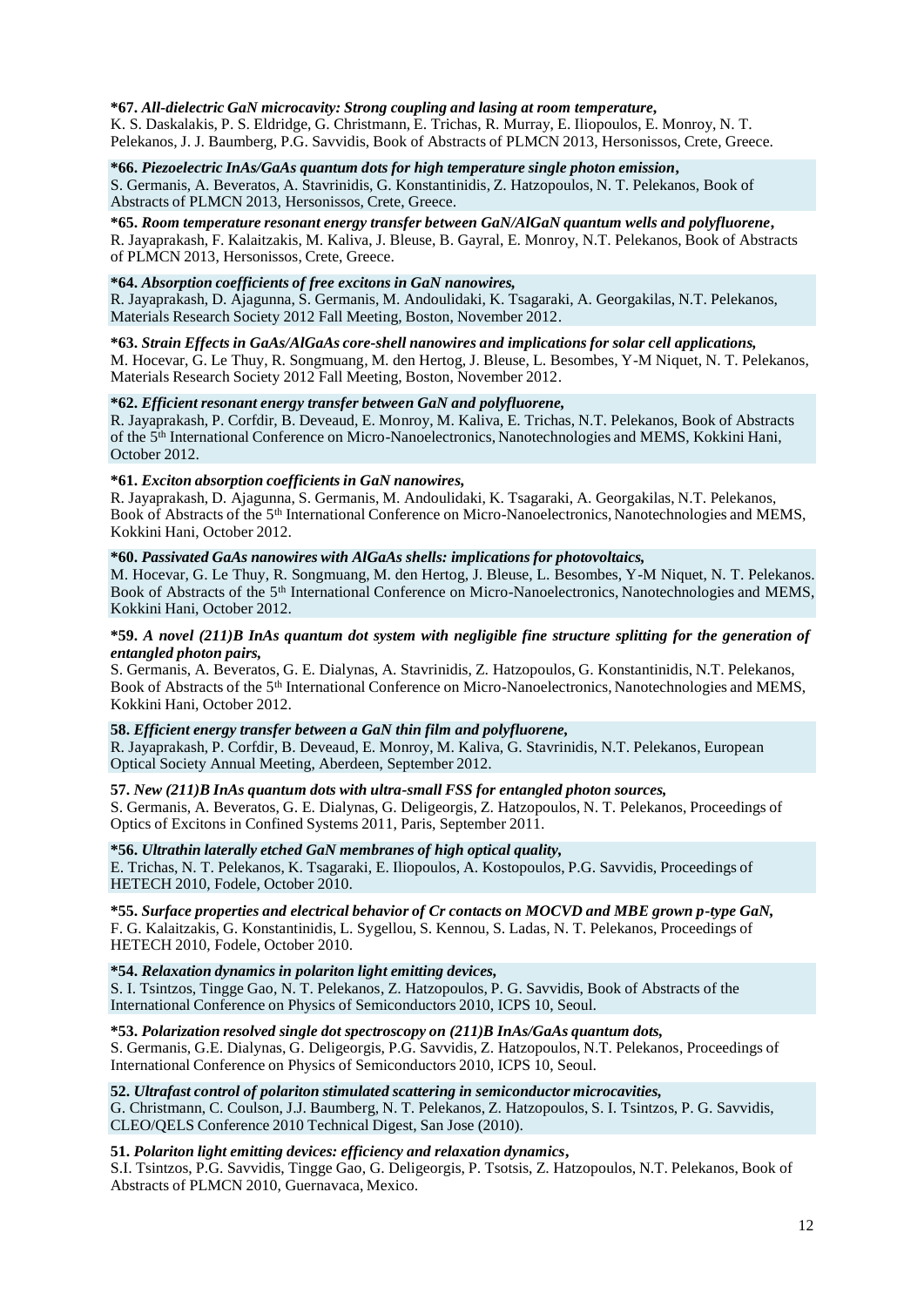**\*67.** ***All-dielectric GaN microcavity: Strong coupling and lasing at room temperature*,**
K. S. Daskalakis, P. S. Eldridge, G. Christmann, E. Trichas, R. Murray, E. Iliopoulos, E. Monroy, N. T. Pelekanos, J. J. Baumberg, P.G. Savvidis, Book of Abstracts of PLMCN 2013, Hersonissos, Crete, Greece.

**\*66.** ***Piezoelectric InAs/GaAs quantum dots for high temperature single photon emission*,**
S. Germanis, A. Beveratos, A. Stavrinidis, G. Konstantinidis, Z. Hatzopoulos, N. T. Pelekanos, Book of Abstracts of PLMCN 2013, Hersonissos, Crete, Greece.

**\*65.** ***Room temperature resonant energy transfer between GaN/AlGaN quantum wells and polyfluorene*,**
R. Jayaprakash, F. Kalaitzakis, M. Kaliva, J. Bleuse, B. Gayral, E. Monroy, N.T. Pelekanos, Book of Abstracts of PLMCN 2013, Hersonissos, Crete, Greece.

**\*64.** ***Absorption coefficients of free excitons in GaN nanowires*,**
R. Jayaprakash, D. Ajagunna, S. Germanis, M. Andoulidaki, K. Tsagaraki, A. Georgakilas, N.T. Pelekanos, Materials Research Society 2012 Fall Meeting, Boston, November 2012.

**\*63.** ***Strain Effects in GaAs/AlGaAs core-shell nanowires and implications for solar cell applications*,**
M. Hocevar, G. Le Thuy, R. Songmuang, M. den Hertog, J. Bleuse, L. Besombes, Y-M Niquet, N. T. Pelekanos, Materials Research Society 2012 Fall Meeting, Boston, November 2012.

**\*62.** ***Efficient resonant energy transfer between GaN and polyfluorene*,**
R. Jayaprakash, P. Corfdir, B. Deveaud, E. Monroy, M. Kaliva, E. Trichas, N.T. Pelekanos, Book of Abstracts of the 5th International Conference on Micro-Nanoelectronics, Nanotechnologies and MEMS, Kokkini Hani, October 2012.

**\*61.** ***Exciton absorption coefficients in GaN nanowires*,**
R. Jayaprakash, D. Ajagunna, S. Germanis, M. Andoulidaki, K. Tsagaraki, A. Georgakilas, N.T. Pelekanos, Book of Abstracts of the 5th International Conference on Micro-Nanoelectronics, Nanotechnologies and MEMS, Kokkini Hani, October 2012.

**\*60.** ***Passivated GaAs nanowires with AlGaAs shells: implications for photovoltaics*,**
M. Hocevar, G. Le Thuy, R. Songmuang, M. den Hertog, J. Bleuse, L. Besombes, Y-M Niquet, N. T. Pelekanos. Book of Abstracts of the 5th International Conference on Micro-Nanoelectronics, Nanotechnologies and MEMS, Kokkini Hani, October 2012.

**\*59.** ***A novel (211)B InAs quantum dot system with negligible fine structure splitting for the generation of entangled photon pairs*,**
S. Germanis, A. Beveratos, G. E. Dialynas, A. Stavrinidis, Z. Hatzopoulos, G. Konstantinidis, N.T. Pelekanos, Book of Abstracts of the 5th International Conference on Micro-Nanoelectronics, Nanotechnologies and MEMS, Kokkini Hani, October 2012.

**58.** ***Efficient energy transfer between a GaN thin film and polyfluorene*,**
R. Jayaprakash, P. Corfdir, B. Deveaud, E. Monroy, M. Kaliva, G. Stavrinidis, N.T. Pelekanos, European Optical Society Annual Meeting, Aberdeen, September 2012.

**57.** ***New (211)B InAs quantum dots with ultra-small FSS for entangled photon sources*,**
S. Germanis, A. Beveratos, G. E. Dialynas, G. Deligeorgis, Z. Hatzopoulos, N. T. Pelekanos, Proceedings of Optics of Excitons in Confined Systems 2011, Paris, September 2011.

**\*56.** ***Ultrathin laterally etched GaN membranes of high optical quality*,**
E. Trichas, N. T. Pelekanos, K. Tsagaraki, E. Iliopoulos, A. Kostopoulos, P.G. Savvidis, Proceedings of HETECH 2010, Fodele, October 2010.

**\*55.** ***Surface properties and electrical behavior of Cr contacts on MOCVD and MBE grown p-type GaN*,**
F. G. Kalaitzakis, G. Konstantinidis, L. Sygellou, S. Kennou, S. Ladas, N. T. Pelekanos, Proceedings of HETECH 2010, Fodele, October 2010.

**\*54.** ***Relaxation dynamics in polariton light emitting devices*,**
S. I. Tsintzos, Tingge Gao, N. T. Pelekanos, Z. Hatzopoulos, P. G. Savvidis, Book of Abstracts of the International Conference on Physics of Semiconductors 2010, ICPS 10, Seoul.

**\*53.** ***Polarization resolved single dot spectroscopy on (211)B InAs/GaAs quantum dots*,**
S. Germanis, G.E. Dialynas, G. Deligeorgis, P.G. Savvidis, Z. Hatzopoulos, N.T. Pelekanos, Proceedings of International Conference on Physics of Semiconductors 2010, ICPS 10, Seoul.

**52.** ***Ultrafast control of polariton stimulated scattering in semiconductor microcavities*,**
G. Christmann, C. Coulson, J.J. Baumberg, N. T. Pelekanos, Z. Hatzopoulos, S. I. Tsintzos, P. G. Savvidis, CLEO/QELS Conference 2010 Technical Digest, San Jose (2010).

**51.** ***Polariton light emitting devices: efficiency and relaxation dynamics*,**
S.I. Tsintzos, P.G. Savvidis, Tingge Gao, G. Deligeorgis, P. Tsotsis, Z. Hatzopoulos, N.T. Pelekanos, Book of Abstracts of PLMCN 2010, Guernavaca, Mexico.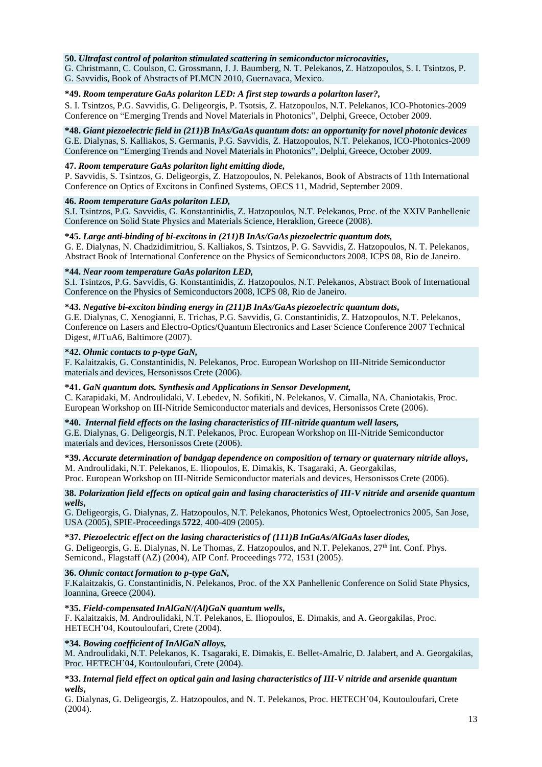**50.** ***Ultrafast control of polariton stimulated scattering in semiconductor microcavities*****,**
G. Christmann, C. Coulson, C. Grossmann, J. J. Baumberg, N. T. Pelekanos, Z. Hatzopoulos, S. I. Tsintzos, P. G. Savvidis, Book of Abstracts of PLMCN 2010, Guernavaca, Mexico.

**\*49.** ***Room temperature GaAs polariton LED: A first step towards a polariton laser?*****,**
S. I. Tsintzos, P.G. Savvidis, G. Deligeorgis, P. Tsotsis, Z. Hatzopoulos, N.T. Pelekanos, ICO-Photonics-2009 Conference on "Emerging Trends and Novel Materials in Photonics", Delphi, Greece, October 2009.

**\*48.** ***Giant piezoelectric field in (211)B InAs/GaAs quantum dots: an opportunity for novel photonic devices***
G.E. Dialynas, S. Kalliakos, S. Germanis, P.G. Savvidis, Z. Hatzopoulos, N.T. Pelekanos, ICO-Photonics-2009 Conference on "Emerging Trends and Novel Materials in Photonics", Delphi, Greece, October 2009.

**47.** ***Room temperature GaAs polariton light emitting diode*****,**
P. Savvidis, S. Tsintzos, G. Deligeorgis, Z. Hatzopoulos, N. Pelekanos, Book of Abstracts of 11th International Conference on Optics of Excitons in Confined Systems, OECS 11, Madrid, September 2009.

**46.** ***Room temperature GaAs polariton LED*****,**
S.I. Tsintzos, P.G. Savvidis, G. Konstantinidis, Z. Hatzopoulos, N.T. Pelekanos, Proc. of the XXIV Panhellenic Conference on Solid State Physics and Materials Science, Heraklion, Greece (2008).

**\*45.** ***Large anti-binding of bi-excitons in (211)B InAs/GaAs piezoelectric quantum dots*****,**
G. E. Dialynas, N. Chadzidimitriou, S. Kalliakos, S. Tsintzos, P. G. Savvidis, Z. Hatzopoulos, N. T. Pelekanos, Abstract Book of International Conference on the Physics of Semiconductors 2008, ICPS 08, Rio de Janeiro.

**\*44.** ***Near room temperature GaAs polariton LED*****,**
S.I. Tsintzos, P.G. Savvidis, G. Konstantinidis, Z. Hatzopoulos, N.T. Pelekanos, Abstract Book of International Conference on the Physics of Semiconductors 2008, ICPS 08, Rio de Janeiro.

**\*43.** ***Negative bi-exciton binding energy in (211)B InAs/GaAs piezoelectric quantum dots*****,**
G.E. Dialynas, C. Xenogianni, E. Trichas, P.G. Savvidis, G. Constantinidis, Z. Hatzopoulos, N.T. Pelekanos, Conference on Lasers and Electro-Optics/Quantum Electronics and Laser Science Conference 2007 Technical Digest, #JTuA6, Baltimore (2007).

**\*42.** ***Ohmic contacts to p-type GaN*****,**
F. Kalaitzakis, G. Constantinidis, N. Pelekanos, Proc. European Workshop on III-Nitride Semiconductor materials and devices, Hersonissos Crete (2006).

**\*41.** ***GaN quantum dots. Synthesis and Applications in Sensor Development*****,**
C. Karapidaki, M. Androulidaki, V. Lebedev, N. Sofikiti, N. Pelekanos, V. Cimalla, NA. Chaniotakis, Proc. European Workshop on III-Nitride Semiconductor materials and devices, Hersonissos Crete (2006).

**\*40.** ***Internal field effects on the lasing characteristics of III-nitride quantum well lasers*****,**
G.E. Dialynas, G. Deligeorgis, N.T. Pelekanos, Proc. European Workshop on III-Nitride Semiconductor materials and devices, Hersonissos Crete (2006).

**\*39.** ***Accurate determination of bandgap dependence on composition of ternary or quaternary nitride alloys*****,**
M. Androulidaki, N.T. Pelekanos, E. Iliopoulos, E. Dimakis, K. Tsagaraki, A. Georgakilas,
Proc. European Workshop on III-Nitride Semiconductor materials and devices, Hersonissos Crete (2006).

**38.** ***Polarization field effects on optical gain and lasing characteristics of III-V nitride and arsenide quantum wells*****,**
G. Deligeorgis, G. Dialynas, Z. Hatzopoulos, N.T. Pelekanos, Photonics West, Optoelectronics 2005, San Jose, USA (2005), SPIE-Proceedings **5722**, 400-409 (2005).

**\*37.** ***Piezoelectric effect on the lasing characteristics of (111)B InGaAs/AlGaAs laser diodes*****,**
G. Deligeorgis, G. E. Dialynas, N. Le Thomas, Z. Hatzopoulos, and N.T. Pelekanos, 27th Int. Conf. Phys. Semicond., Flagstaff (AZ) (2004), AIP Conf. Proceedings 772, 1531 (2005).

**36.** ***Ohmic contact formation to p-type GaN*****,**
F.Kalaitzakis, G. Constantinidis, N. Pelekanos, Proc. of the XX Panhellenic Conference on Solid State Physics, Ioannina, Greece (2004).

**\*35.** ***Field-compensated InAlGaN/(Al)GaN quantum wells*****,**
F. Kalaitzakis, M. Androulidaki, N.T. Pelekanos, E. Iliopoulos, E. Dimakis, and A. Georgakilas, Proc. HETECH'04, Koutouloufari, Crete (2004).

**\*34.** ***Bowing coefficient of InAlGaN alloys*****,**
M. Androulidaki, N.T. Pelekanos, K. Tsagaraki, E. Dimakis, E. Bellet-Amalric, D. Jalabert, and A. Georgakilas, Proc. HETECH'04, Koutouloufari, Crete (2004).

**\*33.** ***Internal field effect on optical gain and lasing characteristics of III-V nitride and arsenide quantum wells*****,**
G. Dialynas, G. Deligeorgis, Z. Hatzopoulos, and N. T. Pelekanos, Proc. HETECH'04, Koutouloufari, Crete (2004).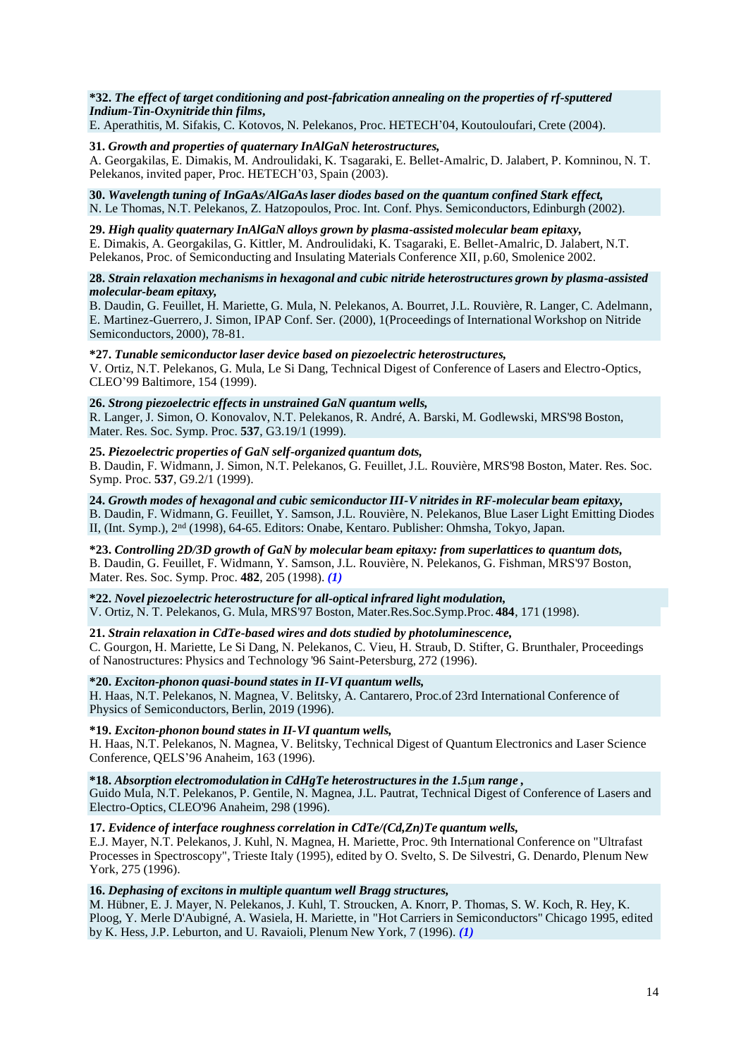**\*32.** ***The effect of target conditioning and post-fabrication annealing on the properties of rf-sputtered Indium-Tin-Oxynitride thin films,***
E. Aperathitis, M. Sifakis, C. Kotovos, N. Pelekanos, Proc. HETECH'04, Koutouloufari, Crete (2004).

**31.** ***Growth and properties of quaternary InAlGaN heterostructures,***
A. Georgakilas, E. Dimakis, M. Androulidaki, K. Tsagaraki, E. Bellet-Amalric, D. Jalabert, P. Komninou, N. T. Pelekanos, invited paper, Proc. HETECH'03, Spain (2003).

**30.** ***Wavelength tuning of InGaAs/AlGaAs laser diodes based on the quantum confined Stark effect,***
N. Le Thomas, N.T. Pelekanos, Z. Hatzopoulos, Proc. Int. Conf. Phys. Semiconductors, Edinburgh (2002).

**29.** ***High quality quaternary InAlGaN alloys grown by plasma-assisted molecular beam epitaxy,***
E. Dimakis, A. Georgakilas, G. Kittler, M. Androulidaki, K. Tsagaraki, E. Bellet-Amalric, D. Jalabert, N.T. Pelekanos, Proc. of Semiconducting and Insulating Materials Conference XII, p.60, Smolence 2002.

**28.** ***Strain relaxation mechanisms in hexagonal and cubic nitride heterostructures grown by plasma-assisted molecular-beam epitaxy,***
B. Daudin, G. Feuillet, H. Mariette, G. Mula, N. Pelekanos, A. Bourret, J.L. Rouvière, R. Langer, C. Adelmann, E. Martinez-Guerrero, J. Simon, IPAP Conf. Ser. (2000), 1(Proceedings of International Workshop on Nitride Semiconductors, 2000), 78-81.

**\*27.** ***Tunable semiconductor laser device based on piezoelectric heterostructures,***
V. Ortiz, N.T. Pelekanos, G. Mula, Le Si Dang, Technical Digest of Conference of Lasers and Electro-Optics, CLEO'99 Baltimore, 154 (1999).

**26.** ***Strong piezoelectric effects in unstrained GaN quantum wells,***
R. Langer, J. Simon, O. Konovalov, N.T. Pelekanos, R. André, A. Barski, M. Godlewski, MRS'98 Boston, Mater. Res. Soc. Symp. Proc. **537**, G3.19/1 (1999).

**25.** ***Piezoelectric properties of GaN self-organized quantum dots,***
B. Daudin, F. Widmann, J. Simon, N.T. Pelekanos, G. Feuillet, J.L. Rouvière, MRS'98 Boston, Mater. Res. Soc. Symp. Proc. **537**, G9.2/1 (1999).

**24.** ***Growth modes of hexagonal and cubic semiconductor III-V nitrides in RF-molecular beam epitaxy,***
B. Daudin, F. Widmann, G. Feuillet, Y. Samson, J.L. Rouvière, N. Pelekanos, Blue Laser Light Emitting Diodes II, (Int. Symp.), 2[nd] (1998), 64-65. Editors: Onabe, Kentaro. Publisher: Ohmsha, Tokyo, Japan.

**\*23.** ***Controlling 2D/3D growth of GaN by molecular beam epitaxy: from superlattices to quantum dots,***
B. Daudin, G. Feuillet, F. Widmann, Y. Samson, J.L. Rouvière, N. Pelekanos, G. Fishman, MRS'97 Boston, Mater. Res. Soc. Symp. Proc. **482**, 205 (1998). ***(1)***

**\*22.** ***Novel piezoelectric heterostructure for all-optical infrared light modulation,***
V. Ortiz, N. T. Pelekanos, G. Mula, MRS'97 Boston, Mater.Res.Soc.Symp.Proc. **484**, 171 (1998).

**21.** ***Strain relaxation in CdTe-based wires and dots studied by photoluminescence,***
C. Gourgon, H. Mariette, Le Si Dang, N. Pelekanos, C. Vieu, H. Straub, D. Stifter, G. Brunthaler, Proceedings of Nanostructures: Physics and Technology '96 Saint-Petersburg, 272 (1996).

**\*20.** ***Exciton-phonon quasi-bound states in II-VI quantum wells,***
H. Haas, N.T. Pelekanos, N. Magnea, V. Belitsky, A. Cantarero, Proc.of 23rd International Conference of Physics of Semiconductors, Berlin, 2019 (1996).

**\*19.** ***Exciton-phonon bound states in II-VI quantum wells,***
H. Haas, N.T. Pelekanos, N. Magnea, V. Belitsky, Technical Digest of Quantum Electronics and Laser Science Conference, QELS'96 Anaheim, 163 (1996).

**\*18.** ***Absorption electromodulation in CdHgTe heterostructures in the 1.5μm range ,***
Guido Mula, N.T. Pelekanos, P. Gentile, N. Magnea, J.L. Pautrat, Technical Digest of Conference of Lasers and Electro-Optics, CLEO'96 Anaheim, 298 (1996).

**17.** ***Evidence of interface roughness correlation in CdTe/(Cd,Zn)Te quantum wells,***
E.J. Mayer, N.T. Pelekanos, J. Kuhl, N. Magnea, H. Mariette, Proc. 9th International Conference on "Ultrafast Processes in Spectroscopy", Trieste Italy (1995), edited by O. Svelto, S. De Silvestri, G. Denardo, Plenum New York, 275 (1996).

**16.** ***Dephasing of excitons in multiple quantum well Bragg structures,***
M. Hübner, E. J. Mayer, N. Pelekanos, J. Kuhl, T. Stroucken, A. Knorr, P. Thomas, S. W. Koch, R. Hey, K. Ploog, Y. Merle D'Aubigné, A. Wasiela, H. Mariette, in "Hot Carriers in Semiconductors" Chicago 1995, edited by K. Hess, J.P. Leburton, and U. Ravaioli, Plenum New York, 7 (1996). ***(1)***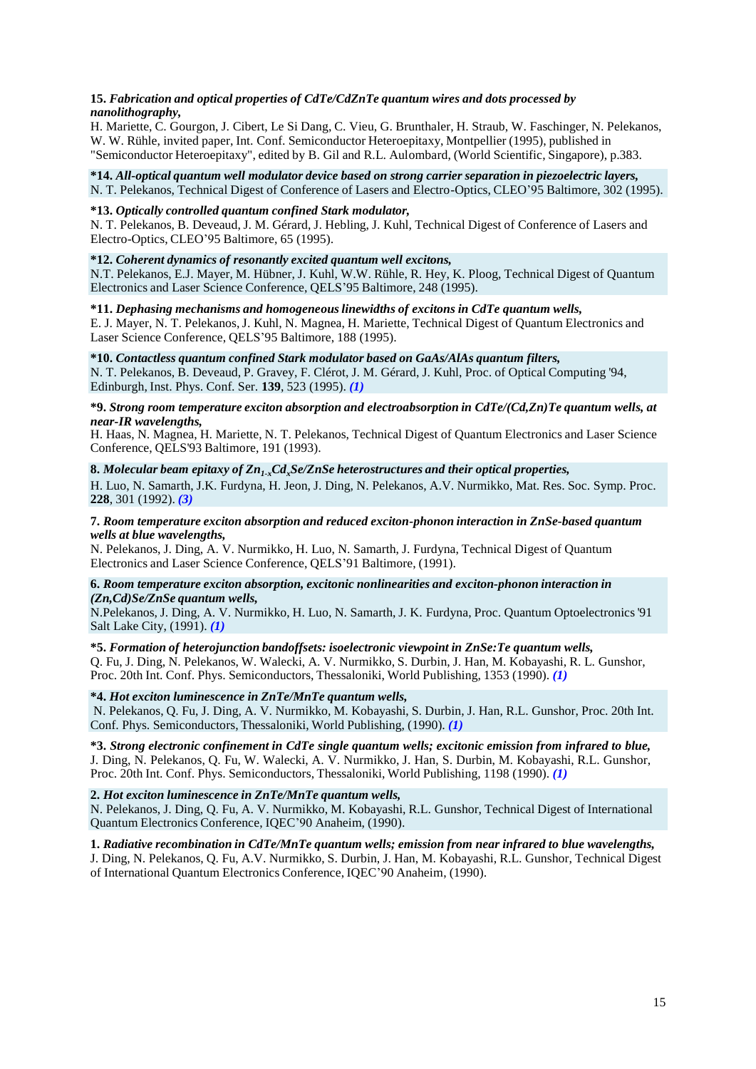**15.** ***Fabrication and optical properties of CdTe/CdZnTe quantum wires and dots processed by nanolithography,***
H. Mariette, C. Gourgon, J. Cibert, Le Si Dang, C. Vieu, G. Brunthaler, H. Straub, W. Faschinger, N. Pelekanos, W. W. Rühle, invited paper, Int. Conf. Semiconductor Heteroepitaxy, Montpellier (1995), published in "Semiconductor Heteroepitaxy", edited by B. Gil and R.L. Aulombard, (World Scientific, Singapore), p.383.

**\*14.** ***All-optical quantum well modulator device based on strong carrier separation in piezoelectric layers,***
N. T. Pelekanos, Technical Digest of Conference of Lasers and Electro-Optics, CLEO'95 Baltimore, 302 (1995).

**\*13.** ***Optically controlled quantum confined Stark modulator,***
N. T. Pelekanos, B. Deveaud, J. M. Gérard, J. Hebling, J. Kuhl, Technical Digest of Conference of Lasers and Electro-Optics, CLEO'95 Baltimore, 65 (1995).

**\*12.** ***Coherent dynamics of resonantly excited quantum well excitons,***
N.T. Pelekanos, E.J. Mayer, M. Hübner, J. Kuhl, W.W. Rühle, R. Hey, K. Ploog, Technical Digest of Quantum Electronics and Laser Science Conference, QELS'95 Baltimore, 248 (1995).

**\*11.** ***Dephasing mechanisms and homogeneous linewidths of excitons in CdTe quantum wells,***
E. J. Mayer, N. T. Pelekanos, J. Kuhl, N. Magnea, H. Mariette, Technical Digest of Quantum Electronics and Laser Science Conference, QELS'95 Baltimore, 188 (1995).

**\*10.** ***Contactless quantum confined Stark modulator based on GaAs/AlAs quantum filters,***
N. T. Pelekanos, B. Deveaud, P. Gravey, F. Clérot, J. M. Gérard, J. Kuhl, Proc. of Optical Computing '94, Edinburgh, Inst. Phys. Conf. Ser. **139**, 523 (1995). ***(1)***

**\*9.** ***Strong room temperature exciton absorption and electroabsorption in CdTe/(Cd,Zn)Te quantum wells, at near-IR wavelengths,***
H. Haas, N. Magnea, H. Mariette, N. T. Pelekanos, Technical Digest of Quantum Electronics and Laser Science Conference, QELS'93 Baltimore, 191 (1993).

**8.** ***Molecular beam epitaxy of $Zn_{1-x}Cd_xSe$/ZnSe heterostructures and their optical properties,***
H. Luo, N. Samarth, J.K. Furdyna, H. Jeon, J. Ding, N. Pelekanos, A.V. Nurmikko, Mat. Res. Soc. Symp. Proc. **228**, 301 (1992). ***(3)***

**7.** ***Room temperature exciton absorption and reduced exciton-phonon interaction in ZnSe-based quantum wells at blue wavelengths,***
N. Pelekanos, J. Ding, A. V. Nurmikko, H. Luo, N. Samarth, J. Furdyna, Technical Digest of Quantum Electronics and Laser Science Conference, QELS'91 Baltimore, (1991).

**6.** ***Room temperature exciton absorption, excitonic nonlinearities and exciton-phonon interaction in (Zn,Cd)Se/ZnSe quantum wells,***
N.Pelekanos, J. Ding, A. V. Nurmikko, H. Luo, N. Samarth, J. K. Furdyna, Proc. Quantum Optoelectronics '91 Salt Lake City, (1991). ***(1)***

**\*5.** ***Formation of heterojunction bandoffsets: isoelectronic viewpoint in ZnSe:Te quantum wells,***
Q. Fu, J. Ding, N. Pelekanos, W. Walecki, A. V. Nurmikko, S. Durbin, J. Han, M. Kobayashi, R. L. Gunshor, Proc. 20th Int. Conf. Phys. Semiconductors, Thessaloniki, World Publishing, 1353 (1990). ***(1)***

**\*4.** ***Hot exciton luminescence in ZnTe/MnTe quantum wells,***
N. Pelekanos, Q. Fu, J. Ding, A. V. Nurmikko, M. Kobayashi, S. Durbin, J. Han, R.L. Gunshor, Proc. 20th Int. Conf. Phys. Semiconductors, Thessaloniki, World Publishing, (1990). ***(1)***

**\*3.** ***Strong electronic confinement in CdTe single quantum wells; excitonic emission from infrared to blue,***
J. Ding, N. Pelekanos, Q. Fu, W. Walecki, A. V. Nurmikko, J. Han, S. Durbin, M. Kobayashi, R.L. Gunshor, Proc. 20th Int. Conf. Phys. Semiconductors, Thessaloniki, World Publishing, 1198 (1990). ***(1)***

**2.** ***Hot exciton luminescence in ZnTe/MnTe quantum wells,***
N. Pelekanos, J. Ding, Q. Fu, A. V. Nurmikko, M. Kobayashi, R.L. Gunshor, Technical Digest of International Quantum Electronics Conference, IQEC'90 Anaheim, (1990).

**1.** ***Radiative recombination in CdTe/MnTe quantum wells; emission from near infrared to blue wavelengths,***
J. Ding, N. Pelekanos, Q. Fu, A.V. Nurmikko, S. Durbin, J. Han, M. Kobayashi, R.L. Gunshor, Technical Digest of International Quantum Electronics Conference, IQEC'90 Anaheim, (1990).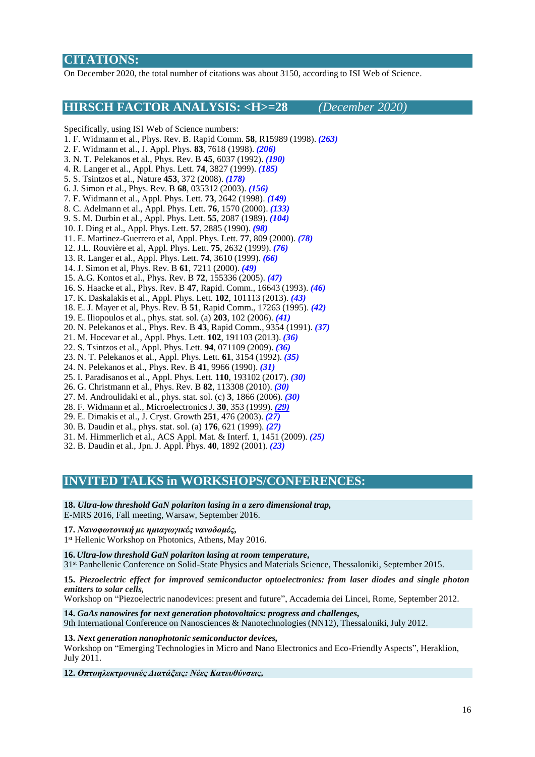## CITATIONS:

On December 2020, the total number of citations was about 3150, according to ISI Web of Science.

## HIRSCH FACTOR ANALYSIS: <H>=28 *(December 2020)*

Specifically, using ISI Web of Science numbers:

1. F. Widmann et al., Phys. Rev. B. Rapid Comm. **58**, R15989 (1998). ***(263)***
2. F. Widmann et al., J. Appl. Phys. **83**, 7618 (1998). ***(206)***
3. N. T. Pelekanos et al., Phys. Rev. B **45**, 6037 (1992). ***(190)***
4. R. Langer et al., Appl. Phys. Lett. **74**, 3827 (1999). ***(185)***
5. S. Tsintzos et al., Nature **453**, 372 (2008). ***(178)***
6. J. Simon et al., Phys. Rev. B **68**, 035312 (2003). ***(156)***
7. F. Widmann et al., Appl. Phys. Lett. **73**, 2642 (1998). ***(149)***
8. C. Adelmann et al., Appl. Phys. Lett. **76**, 1570 (2000). ***(133)***
9. S. M. Durbin et al., Appl. Phys. Lett. **55**, 2087 (1989). ***(104)***
10. J. Ding et al., Appl. Phys. Lett. **57**, 2885 (1990). ***(98)***
11. E. Martinez-Guerrero et al, Appl. Phys. Lett. **77**, 809 (2000). ***(78)***
12. J.L. Rouvière et al, Appl. Phys. Lett. **75**, 2632 (1999). ***(76)***
13. R. Langer et al., Appl. Phys. Lett. **74**, 3610 (1999). ***(66)***
14. J. Simon et al, Phys. Rev. B **61**, 7211 (2000). ***(49)***
15. A.G. Kontos et al., Phys. Rev. B **72**, 155336 (2005). ***(47)***
16. S. Haacke et al., Phys. Rev. B **47**, Rapid. Comm., 16643 (1993). ***(46)***
17. K. Daskalakis et al., Appl. Phys. Lett. **102**, 101113 (2013). ***(43)***
18. E. J. Mayer et al, Phys. Rev. B **51**, Rapid Comm., 17263 (1995). ***(42)***
19. E. Iliopoulos et al., phys. stat. sol. (a) **203**, 102 (2006). ***(41)***
20. N. Pelekanos et al., Phys. Rev. B **43**, Rapid Comm., 9354 (1991). ***(37)***
21. M. Hocevar et al., Appl. Phys. Lett. **102**, 191103 (2013). ***(36)***
22. S. Tsintzos et al., Appl. Phys. Lett. **94**, 071109 (2009). ***(36)***
23. N. T. Pelekanos et al., Appl. Phys. Lett. **61**, 3154 (1992). ***(35)***
24. N. Pelekanos et al., Phys. Rev. B **41**, 9966 (1990). ***(31)***
25. I. Paradisanos et al., Appl. Phys. Lett. **110**, 193102 (2017). ***(30)***
26. G. Christmann et al., Phys. Rev. B **82**, 113308 (2010). ***(30)***
27. M. Androulidaki et al., phys. stat. sol. (c) **3**, 1866 (2006). ***(30)***
28. F. Widmann et al., Microelectronics J. **30**, 353 (1999). ***(29)***
29. E. Dimakis et al., J. Cryst. Growth **251**, 476 (2003). ***(27)***
30. B. Daudin et al., phys. stat. sol. (a) **176**, 621 (1999). ***(27)***
31. M. Himmerlich et al., ACS Appl. Mat. & Interf. **1**, 1451 (2009). ***(25)***
32. B. Daudin et al., Jpn. J. Appl. Phys. **40**, 1892 (2001). ***(23)***

## INVITED TALKS in WORKSHOPS/CONFERENCES:

**18.** ***Ultra-low threshold GaN polariton lasing in a zero dimensional trap,***
E-MRS 2016, Fall meeting, Warsaw, September 2016.

**17.** ***Νανοφωτονική με ημιαγωγικές νανοδομές,***
1st Hellenic Workshop on Photonics, Athens, May 2016.

**16.** ***Ultra-low threshold GaN polariton lasing at room temperature,***
31st Panhellenic Conference on Solid-State Physics and Materials Science, Thessaloniki, September 2015.

**15.** ***Piezoelectric effect for improved semiconductor optoelectronics: from laser diodes and single photon emitters to solar cells,***
Workshop on "Piezoelectric nanodevices: present and future", Accademia dei Lincei, Rome, September 2012.

**14.** ***GaAs nanowires for next generation photovoltaics: progress and challenges,***
9th International Conference on Nanosciences & Nanotechnologies (NN12), Thessaloniki, July 2012.

**13.** ***Next generation nanophotonic semiconductor devices,***
Workshop on "Emerging Technologies in Micro and Nano Electronics and Eco-Friendly Aspects", Heraklion, July 2011.

**12.** ***Οπτοηλεκτρονικές Διατάξεις: Νέες Κατευθύνσεις,***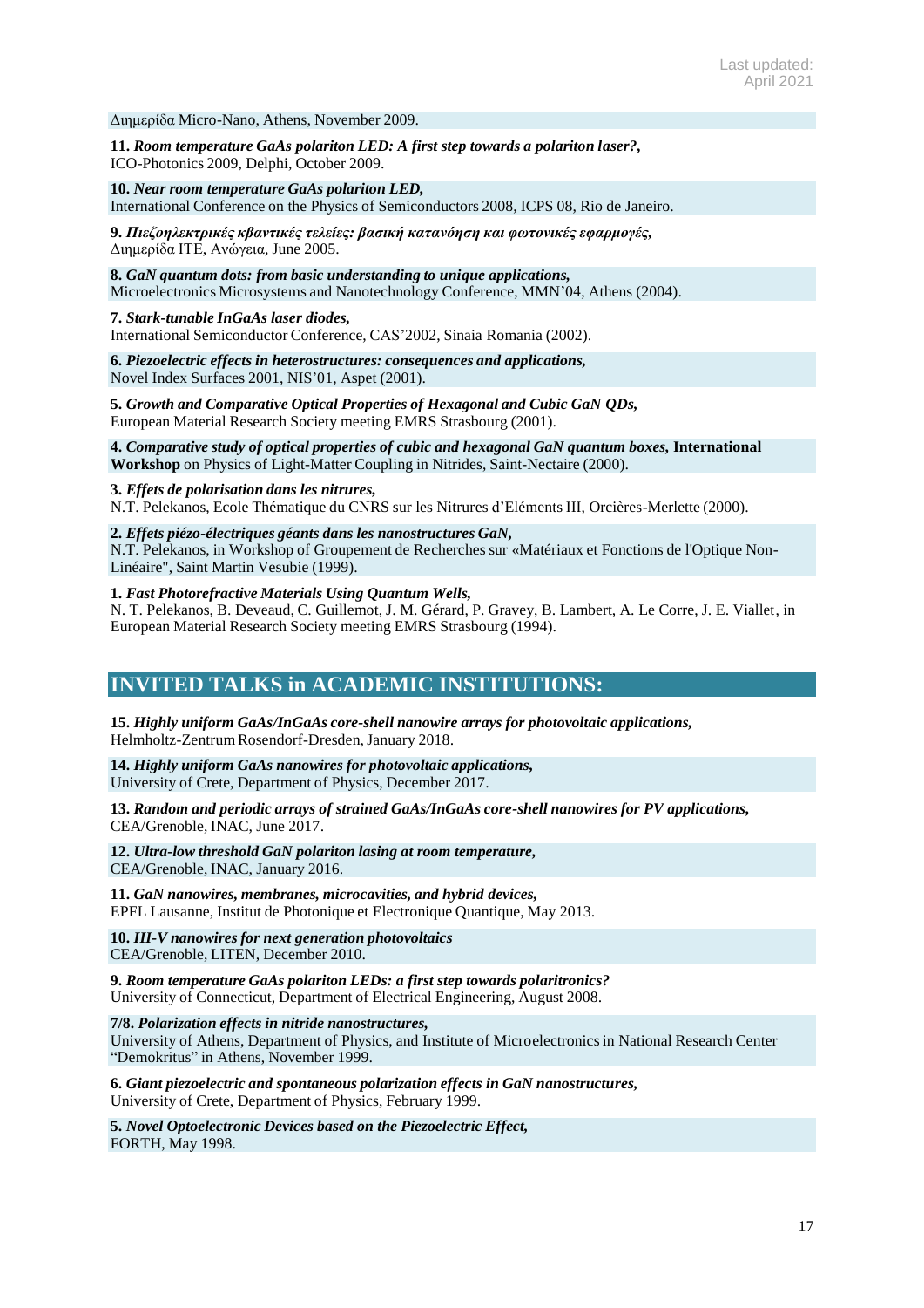Διημερίδα Micro-Nano, Athens, November 2009.

**11.** ***Room temperature GaAs polariton LED: A first step towards a polariton laser?,***
ICO-Photonics 2009, Delphi, October 2009.

**10.** ***Near room temperature GaAs polariton LED,***
International Conference on the Physics of Semiconductors 2008, ICPS 08, Rio de Janeiro.

**9.** ***Πιεζοηλεκτρικές κβαντικές τελείες: βασική κατανόηση και φωτονικές εφαρμογές,***
Διημερίδα ΙΤΕ, Ανώγεια, June 2005.

**8.** ***GaN quantum dots: from basic understanding to unique applications,***
Microelectronics Microsystems and Nanotechnology Conference, MMN'04, Athens (2004).

**7.** ***Stark-tunable InGaAs laser diodes,***
International Semiconductor Conference, CAS'2002, Sinaia Romania (2002).

**6.** ***Piezoelectric effects in heterostructures: consequences and applications,***
Novel Index Surfaces 2001, NIS'01, Aspet (2001).

**5.** ***Growth and Comparative Optical Properties of Hexagonal and Cubic GaN QDs,***
European Material Research Society meeting EMRS Strasbourg (2001).

**4.** ***Comparative study of optical properties of cubic and hexagonal GaN quantum boxes,*** **International Workshop** on Physics of Light-Matter Coupling in Nitrides, Saint-Nectaire (2000).

**3.** ***Effets de polarisation dans les nitrures,***
N.T. Pelekanos, Ecole Thématique du CNRS sur les Nitrures d'Eléments III, Orcières-Merlette (2000).

**2.** ***Effets piézo-électriques géants dans les nanostructures GaN,***
N.T. Pelekanos, in Workshop of Groupement de Recherches sur «Matériaux et Fonctions de l'Optique Non-Linéaire", Saint Martin Vesubie (1999).

**1.** ***Fast Photorefractive Materials Using Quantum Wells,***
N. T. Pelekanos, B. Deveaud, C. Guillemot, J. M. Gérard, P. Gravey, B. Lambert, A. Le Corre, J. E. Viallet, in European Material Research Society meeting EMRS Strasbourg (1994).

## INVITED TALKS in ACADEMIC INSTITUTIONS:

**15.** ***Highly uniform GaAs/InGaAs core-shell nanowire arrays for photovoltaic applications,***
Helmholtz-Zentrum Rosendorf-Dresden, January 2018.

**14.** ***Highly uniform GaAs nanowires for photovoltaic applications,***
University of Crete, Department of Physics, December 2017.

**13.** ***Random and periodic arrays of strained GaAs/InGaAs core-shell nanowires for PV applications,***
CEA/Grenoble, INAC, June 2017.

**12.** ***Ultra-low threshold GaN polariton lasing at room temperature,***
CEA/Grenoble, INAC, January 2016.

**11.** ***GaN nanowires, membranes, microcavities, and hybrid devices,***
EPFL Lausanne, Institut de Photonique et Electronique Quantique, May 2013.

**10.** ***III-V nanowires for next generation photovoltaics***
CEA/Grenoble, LITEN, December 2010.

**9.** ***Room temperature GaAs polariton LEDs: a first step towards polaritronics?***
University of Connecticut, Department of Electrical Engineering, August 2008.

**7/8.** ***Polarization effects in nitride nanostructures,***
University of Athens, Department of Physics, and Institute of Microelectronics in National Research Center "Demokritus" in Athens, November 1999.

**6.** ***Giant piezoelectric and spontaneous polarization effects in GaN nanostructures,***
University of Crete, Department of Physics, February 1999.

**5.** ***Novel Optoelectronic Devices based on the Piezoelectric Effect,***
FORTH, May 1998.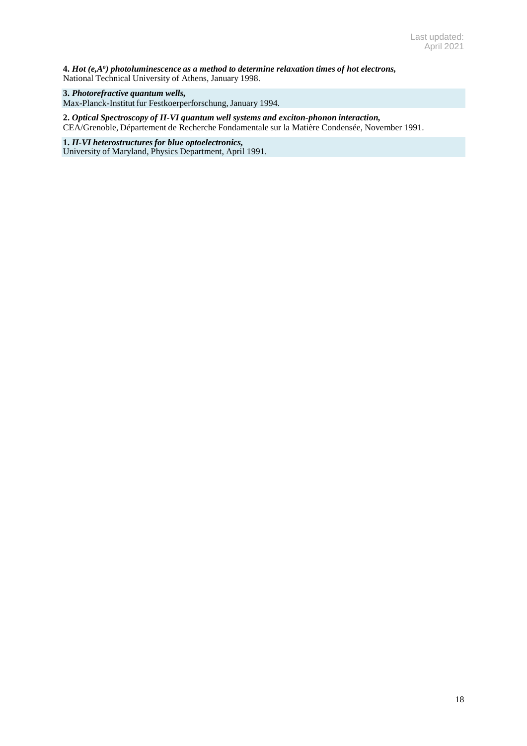Last updated:
April 2021

**4.** ***Hot (e,A$^o$) photoluminescence as a method to determine relaxation times of hot electrons,***
National Technical University of Athens, January 1998.

**3.** ***Photorefractive quantum wells,***
Max-Planck-Institut fur Festkoerperforschung, January 1994.

**2.** ***Optical Spectroscopy of II-VI quantum well systems and exciton-phonon interaction,***
CEA/Grenoble, Département de Recherche Fondamentale sur la Matière Condensée, November 1991.

**1.** ***II-VI heterostructures for blue optoelectronics,***
University of Maryland, Physics Department, April 1991.